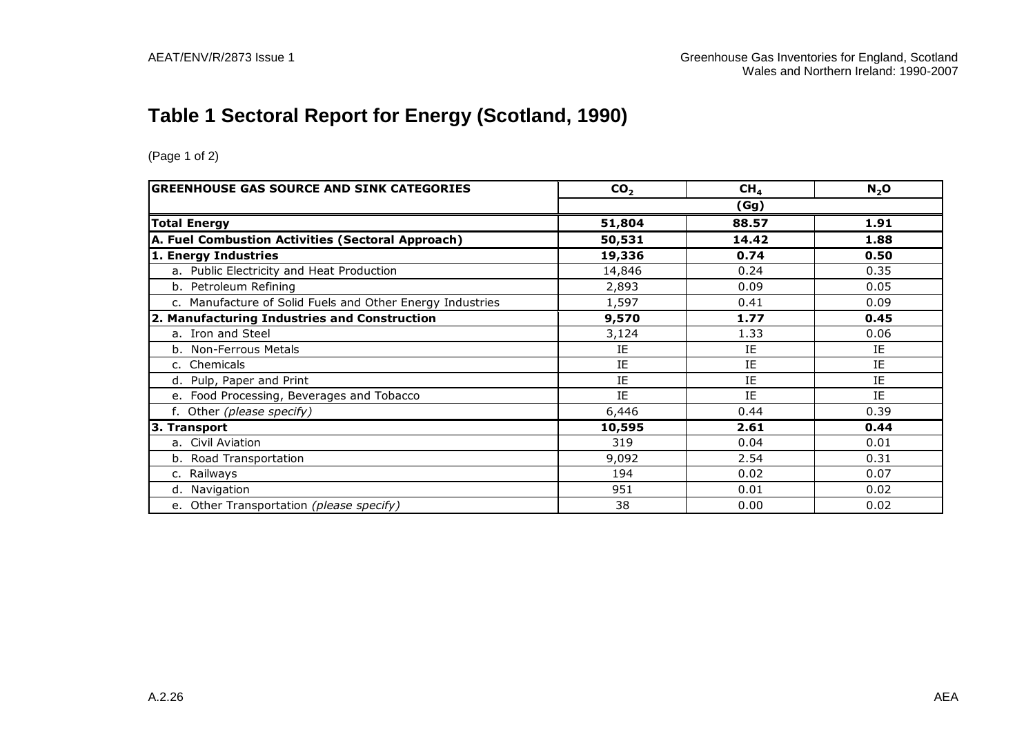# Table 1 Sectoral Report for Energy (Scotland, 1990)

(Page 1 of 2)

| GREENHOUSE GAS SOURCE AND SINK CATEGORIES | $CO_2$ | $CH_4$ | $N_2O$ |
|---|---|---|---|
| | (Gg) | | |
| **Total Energy** | **51,804** | **88.57** | **1.91** |
| **A. Fuel Combustion Activities (Sectoral Approach)** | **50,531** | **14.42** | **1.88** |
| **1. Energy Industries** | **19,336** | **0.74** | **0.50** |
| a. Public Electricity and Heat Production | 14,846 | 0.24 | 0.35 |
| b. Petroleum Refining | 2,893 | 0.09 | 0.05 |
| c. Manufacture of Solid Fuels and Other Energy Industries | 1,597 | 0.41 | 0.09 |
| **2. Manufacturing Industries and Construction** | **9,570** | **1.77** | **0.45** |
| a. Iron and Steel | 3,124 | 1.33 | 0.06 |
| b. Non-Ferrous Metals | IE | IE | IE |
| c. Chemicals | IE | IE | IE |
| d. Pulp, Paper and Print | IE | IE | IE |
| e. Food Processing, Beverages and Tobacco | IE | IE | IE |
| f. Other *(please specify)* | 6,446 | 0.44 | 0.39 |
| **3. Transport** | **10,595** | **2.61** | **0.44** |
| a. Civil Aviation | 319 | 0.04 | 0.01 |
| b. Road Transportation | 9,092 | 2.54 | 0.31 |
| c. Railways | 194 | 0.02 | 0.07 |
| d. Navigation | 951 | 0.01 | 0.02 |
| e. Other Transportation *(please specify)* | 38 | 0.00 | 0.02 |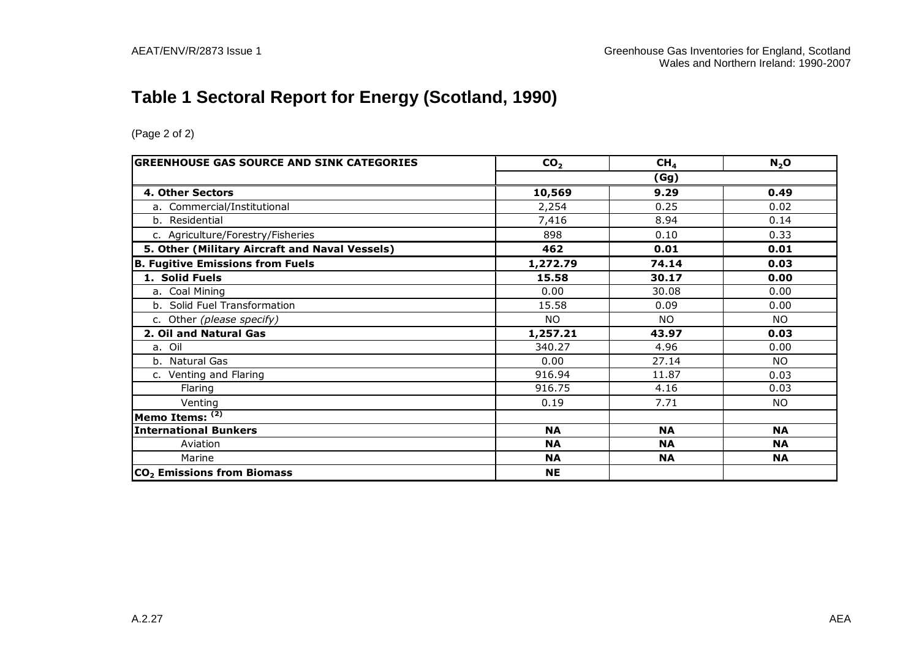# Table 1 Sectoral Report for Energy (Scotland, 1990)

(Page 2 of 2)

| GREENHOUSE GAS SOURCE AND SINK CATEGORIES | $CO_2$ | $CH_4$ | $N_2O$ |
|---|---|---|---|
| | (Gg) | | |
| **4. Other Sectors** | **10,569** | **9.29** | **0.49** |
| a. Commercial/Institutional | 2,254 | 0.25 | 0.02 |
| b. Residential | 7,416 | 8.94 | 0.14 |
| c. Agriculture/Forestry/Fisheries | 898 | 0.10 | 0.33 |
| **5. Other (Military Aircraft and Naval Vessels)** | **462** | **0.01** | **0.01** |
| **B. Fugitive Emissions from Fuels** | **1,272.79** | **74.14** | **0.03** |
| **1. Solid Fuels** | **15.58** | **30.17** | **0.00** |
| a. Coal Mining | 0.00 | 30.08 | 0.00 |
| b. Solid Fuel Transformation | 15.58 | 0.09 | 0.00 |
| c. Other *(please specify)* | NO | NO | NO |
| **2. Oil and Natural Gas** | **1,257.21** | **43.97** | **0.03** |
| a. Oil | 340.27 | 4.96 | 0.00 |
| b. Natural Gas | 0.00 | 27.14 | NO |
| c. Venting and Flaring | 916.94 | 11.87 | 0.03 |
| Flaring | 916.75 | 4.16 | 0.03 |
| Venting | 0.19 | 7.71 | NO |
| **Memo Items: (2)** | | | |
| **International Bunkers** | **NA** | **NA** | **NA** |
| Aviation | **NA** | **NA** | **NA** |
| Marine | **NA** | **NA** | **NA** |
| **$CO_2$ Emissions from Biomass** | **NE** | | |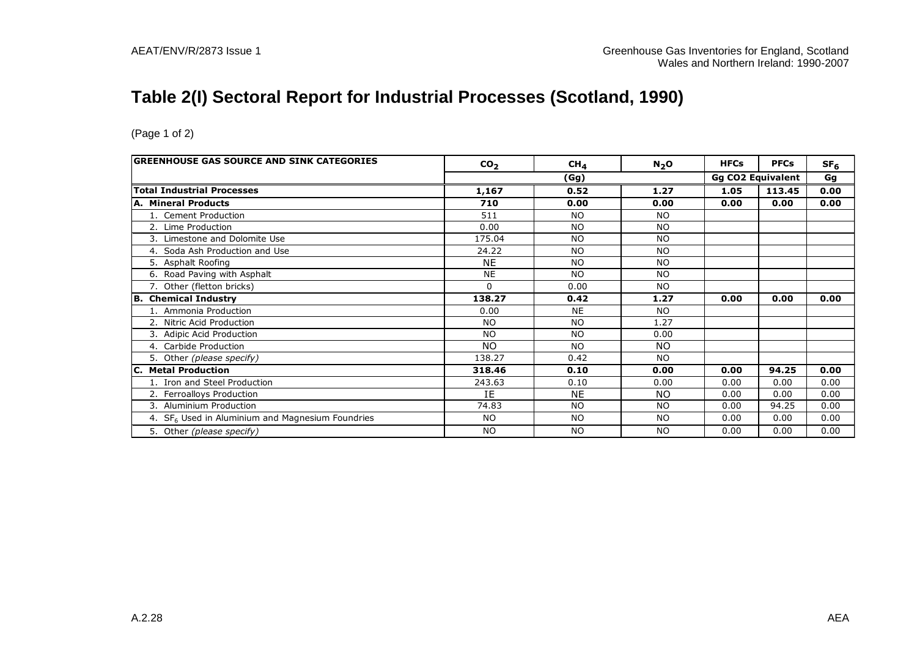# Table 2(I) Sectoral Report for Industrial Processes (Scotland, 1990)

(Page 1 of 2)

| GREENHOUSE GAS SOURCE AND SINK CATEGORIES | $CO_2$ | $CH_4$ | $N_2O$ | HFCs | PFCs | $SF_6$ |
|---|---|---|---|---|---|---|
| | (Gg) | | | Gg CO2 Equivalent | | Gg |
| **Total Industrial Processes** | **1,167** | **0.52** | **1.27** | **1.05** | **113.45** | **0.00** |
| **A. Mineral Products** | **710** | **0.00** | **0.00** | **0.00** | **0.00** | **0.00** |
| 1. Cement Production | 511 | NO | NO | | | |
| 2. Lime Production | 0.00 | NO | NO | | | |
| 3. Limestone and Dolomite Use | 175.04 | NO | NO | | | |
| 4. Soda Ash Production and Use | 24.22 | NO | NO | | | |
| 5. Asphalt Roofing | NE | NO | NO | | | |
| 6. Road Paving with Asphalt | NE | NO | NO | | | |
| 7. Other (fletton bricks) | 0 | 0.00 | NO | | | |
| **B. Chemical Industry** | **138.27** | **0.42** | **1.27** | **0.00** | **0.00** | **0.00** |
| 1. Ammonia Production | 0.00 | NE | NO | | | |
| 2. Nitric Acid Production | NO | NO | 1.27 | | | |
| 3. Adipic Acid Production | NO | NO | 0.00 | | | |
| 4. Carbide Production | NO | NO | NO | | | |
| 5. Other *(please specify)* | 138.27 | 0.42 | NO | | | |
| **C. Metal Production** | **318.46** | **0.10** | **0.00** | **0.00** | **94.25** | **0.00** |
| 1. Iron and Steel Production | 243.63 | 0.10 | 0.00 | 0.00 | 0.00 | 0.00 |
| 2. Ferroalloys Production | IE | NE | NO | 0.00 | 0.00 | 0.00 |
| 3. Aluminium Production | 74.83 | NO | NO | 0.00 | 94.25 | 0.00 |
| 4. $SF_6$ Used in Aluminium and Magnesium Foundries | NO | NO | NO | 0.00 | 0.00 | 0.00 |
| 5. Other *(please specify)* | NO | NO | NO | 0.00 | 0.00 | 0.00 |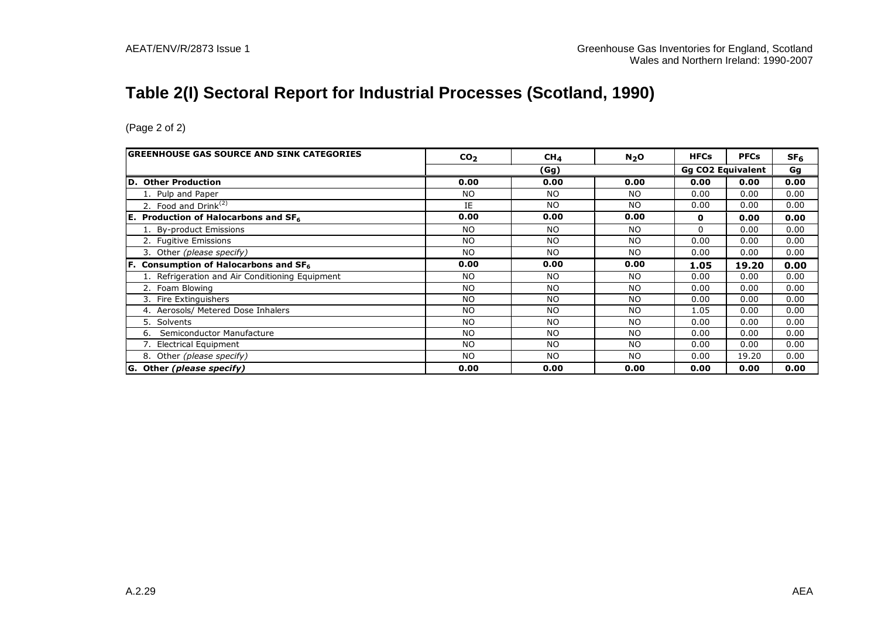# Table 2(I) Sectoral Report for Industrial Processes (Scotland, 1990)

(Page 2 of 2)

| GREENHOUSE GAS SOURCE AND SINK CATEGORIES | $CO_2$ | $CH_4$ | $N_2O$ | HFCs | PFCs | $SF_6$ |
|---|---|---|---|---|---|---|
| | (Gg) | | | Gg CO2 Equivalent | | Gg |
| **D. Other Production** | **0.00** | **0.00** | **0.00** | **0.00** | **0.00** | **0.00** |
| 1. Pulp and Paper | NO | NO | NO | 0.00 | 0.00 | 0.00 |
| 2. Food and Drink[(2)] | IE | NO | NO | 0.00 | 0.00 | 0.00 |
| **E. Production of Halocarbons and $SF_6$** | **0.00** | **0.00** | **0.00** | **0** | **0.00** | **0.00** |
| 1. By-product Emissions | NO | NO | NO | 0 | 0.00 | 0.00 |
| 2. Fugitive Emissions | NO | NO | NO | 0.00 | 0.00 | 0.00 |
| 3. Other *(please specify)* | NO | NO | NO | 0.00 | 0.00 | 0.00 |
| **F. Consumption of Halocarbons and $SF_6$** | **0.00** | **0.00** | **0.00** | **1.05** | **19.20** | **0.00** |
| 1. Refrigeration and Air Conditioning Equipment | NO | NO | NO | 0.00 | 0.00 | 0.00 |
| 2. Foam Blowing | NO | NO | NO | 0.00 | 0.00 | 0.00 |
| 3. Fire Extinguishers | NO | NO | NO | 0.00 | 0.00 | 0.00 |
| 4. Aerosols/ Metered Dose Inhalers | NO | NO | NO | 1.05 | 0.00 | 0.00 |
| 5. Solvents | NO | NO | NO | 0.00 | 0.00 | 0.00 |
| 6. Semiconductor Manufacture | NO | NO | NO | 0.00 | 0.00 | 0.00 |
| 7. Electrical Equipment | NO | NO | NO | 0.00 | 0.00 | 0.00 |
| 8. Other *(please specify)* | NO | NO | NO | 0.00 | 19.20 | 0.00 |
| **G. Other *(please specify)*** | **0.00** | **0.00** | **0.00** | **0.00** | **0.00** | **0.00** |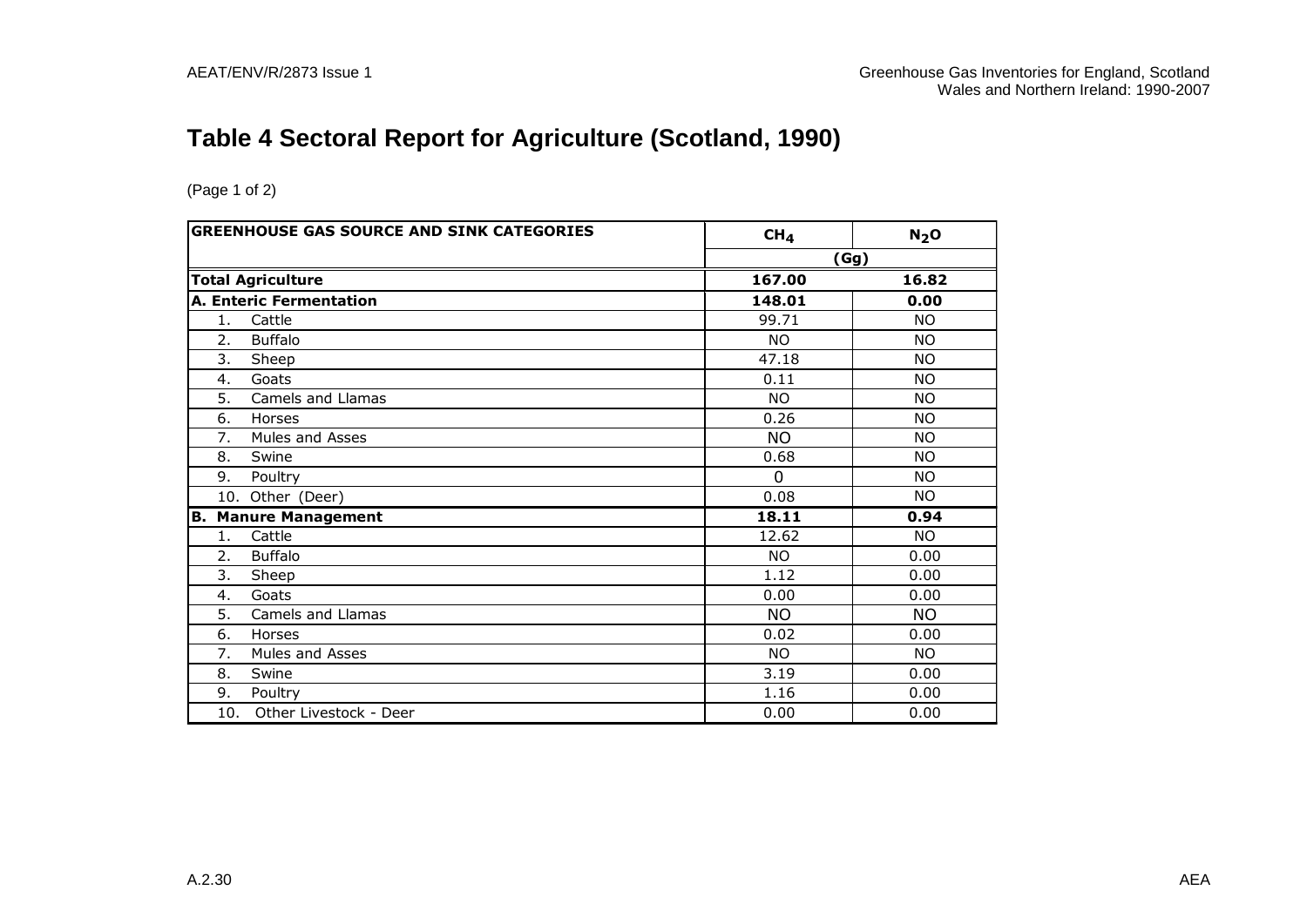# Table 4 Sectoral Report for Agriculture (Scotland, 1990)

(Page 1 of 2)

| GREENHOUSE GAS SOURCE AND SINK CATEGORIES | $CH_4$ | $N_2O$ |
|---|---|---|
| | (Gg) | |
| **Total Agriculture** | **167.00** | **16.82** |
| **A. Enteric Fermentation** | **148.01** | **0.00** |
| 1. Cattle | 99.71 | NO |
| 2. Buffalo | NO | NO |
| 3. Sheep | 47.18 | NO |
| 4. Goats | 0.11 | NO |
| 5. Camels and Llamas | NO | NO |
| 6. Horses | 0.26 | NO |
| 7. Mules and Asses | NO | NO |
| 8. Swine | 0.68 | NO |
| 9. Poultry | 0 | NO |
| 10. Other (Deer) | 0.08 | NO |
| **B. Manure Management** | **18.11** | **0.94** |
| 1. Cattle | 12.62 | NO |
| 2. Buffalo | NO | 0.00 |
| 3. Sheep | 1.12 | 0.00 |
| 4. Goats | 0.00 | 0.00 |
| 5. Camels and Llamas | NO | NO |
| 6. Horses | 0.02 | 0.00 |
| 7. Mules and Asses | NO | NO |
| 8. Swine | 3.19 | 0.00 |
| 9. Poultry | 1.16 | 0.00 |
| 10. Other Livestock - Deer | 0.00 | 0.00 |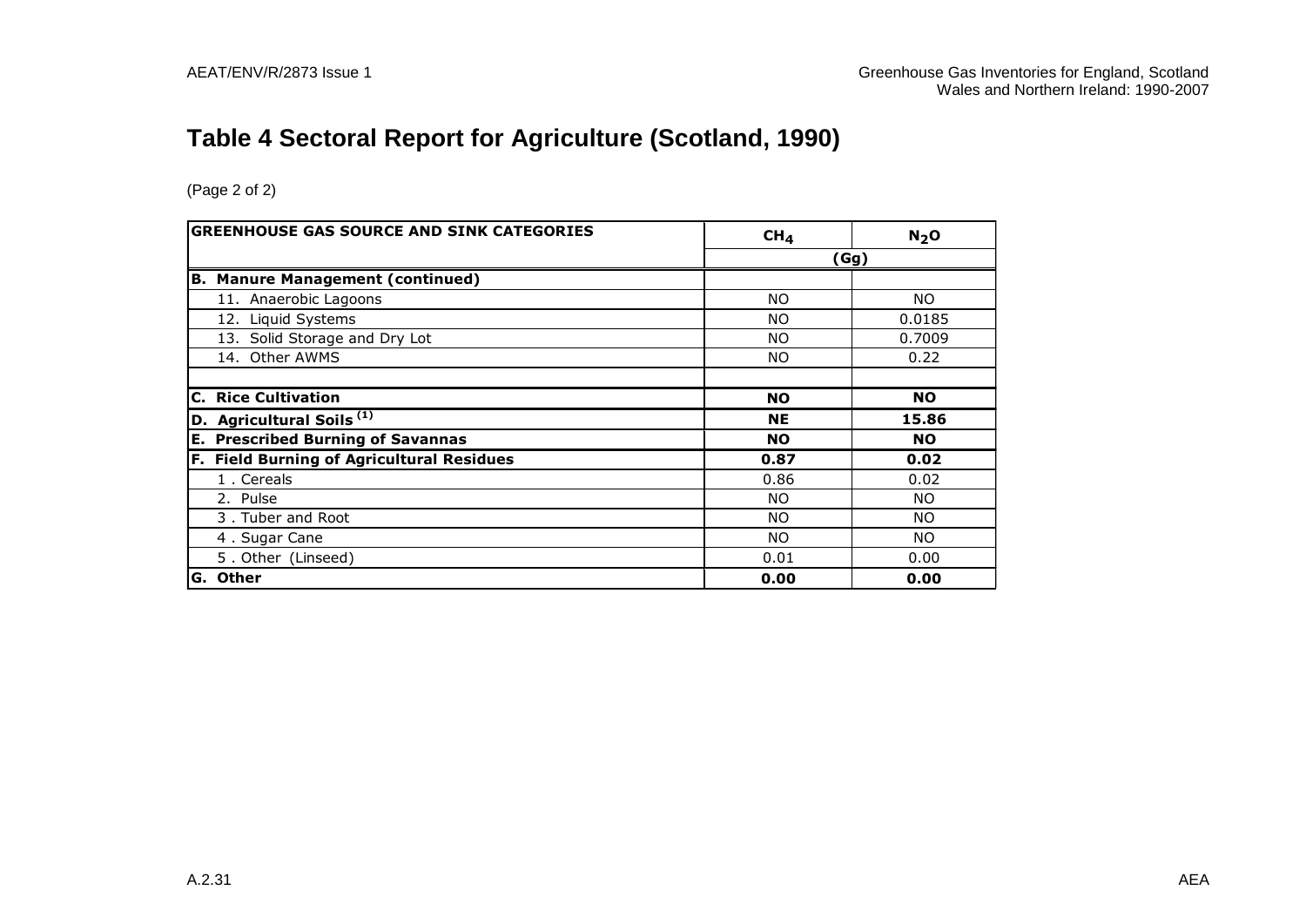# Table 4 Sectoral Report for Agriculture (Scotland, 1990)

(Page 2 of 2)

| GREENHOUSE GAS SOURCE AND SINK CATEGORIES | $CH_4$ | $N_2O$ |
|---|---|---|
| | (Gg) | |
| **B. Manure Management (continued)** | | |
| 11. Anaerobic Lagoons | NO | NO |
| 12. Liquid Systems | NO | 0.0185 |
| 13. Solid Storage and Dry Lot | NO | 0.7009 |
| 14. Other AWMS | NO | 0.22 |
| | | |
| **C. Rice Cultivation** | **NO** | **NO** |
| **D. Agricultural Soils [(1)]** | **NE** | **15.86** |
| **E. Prescribed Burning of Savannas** | **NO** | **NO** |
| **F. Field Burning of Agricultural Residues** | **0.87** | **0.02** |
| 1 . Cereals | 0.86 | 0.02 |
| 2. Pulse | NO | NO |
| 3 . Tuber and Root | NO | NO |
| 4 . Sugar Cane | NO | NO |
| 5 . Other (Linseed) | 0.01 | 0.00 |
| **G. Other** | **0.00** | **0.00** |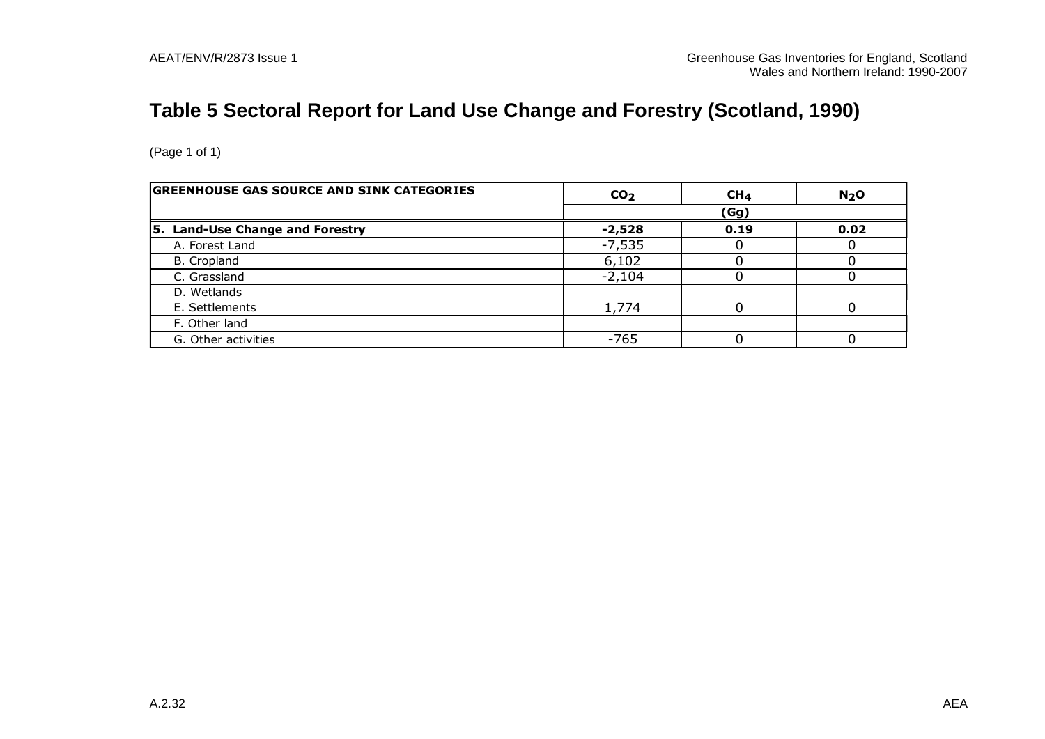# Table 5 Sectoral Report for Land Use Change and Forestry (Scotland, 1990)

(Page 1 of 1)

| GREENHOUSE GAS SOURCE AND SINK CATEGORIES | $CO_2$ | $CH_4$ | $N_2O$ |
|---|---|---|---|
| | (Gg) | | |
| **5. Land-Use Change and Forestry** | **-2,528** | **0.19** | **0.02** |
| A. Forest Land | -7,535 | 0 | 0 |
| B. Cropland | 6,102 | 0 | 0 |
| C. Grassland | -2,104 | 0 | 0 |
| D. Wetlands | | | |
| E. Settlements | 1,774 | 0 | 0 |
| F. Other land | | | |
| G. Other activities | -765 | 0 | 0 |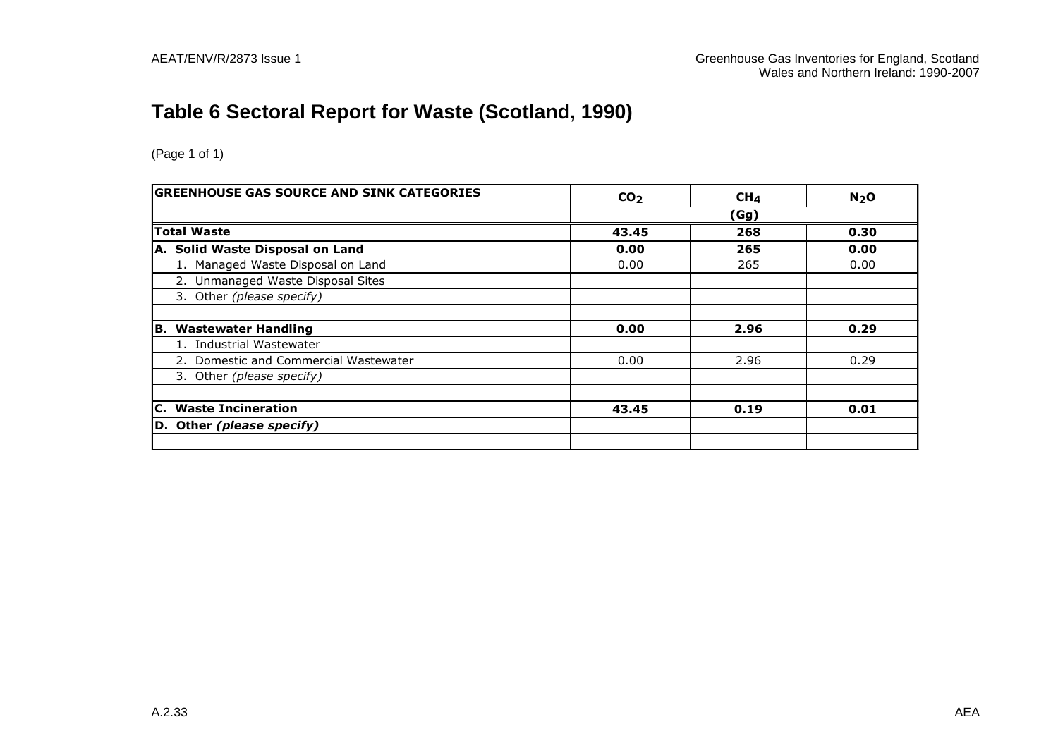# Table 6 Sectoral Report for Waste (Scotland, 1990)

(Page 1 of 1)

| GREENHOUSE GAS SOURCE AND SINK CATEGORIES | $CO_2$ | $CH_4$ | $N_2O$ |
|---|---|---|---|
| | (Gg) | | |
| **Total Waste** | **43.45** | **268** | **0.30** |
| **A. Solid Waste Disposal on Land** | **0.00** | **265** | **0.00** |
| 1. Managed Waste Disposal on Land | 0.00 | 265 | 0.00 |
| 2. Unmanaged Waste Disposal Sites | | | |
| 3. Other *(please specify)* | | | |
| | | | |
| **B. Wastewater Handling** | **0.00** | **2.96** | **0.29** |
| 1. Industrial Wastewater | | | |
| 2. Domestic and Commercial Wastewater | 0.00 | 2.96 | 0.29 |
| 3. Other *(please specify)* | | | |
| | | | |
| **C. Waste Incineration** | **43.45** | **0.19** | **0.01** |
| **D. Other *(please specify)*** | | | |
| | | | |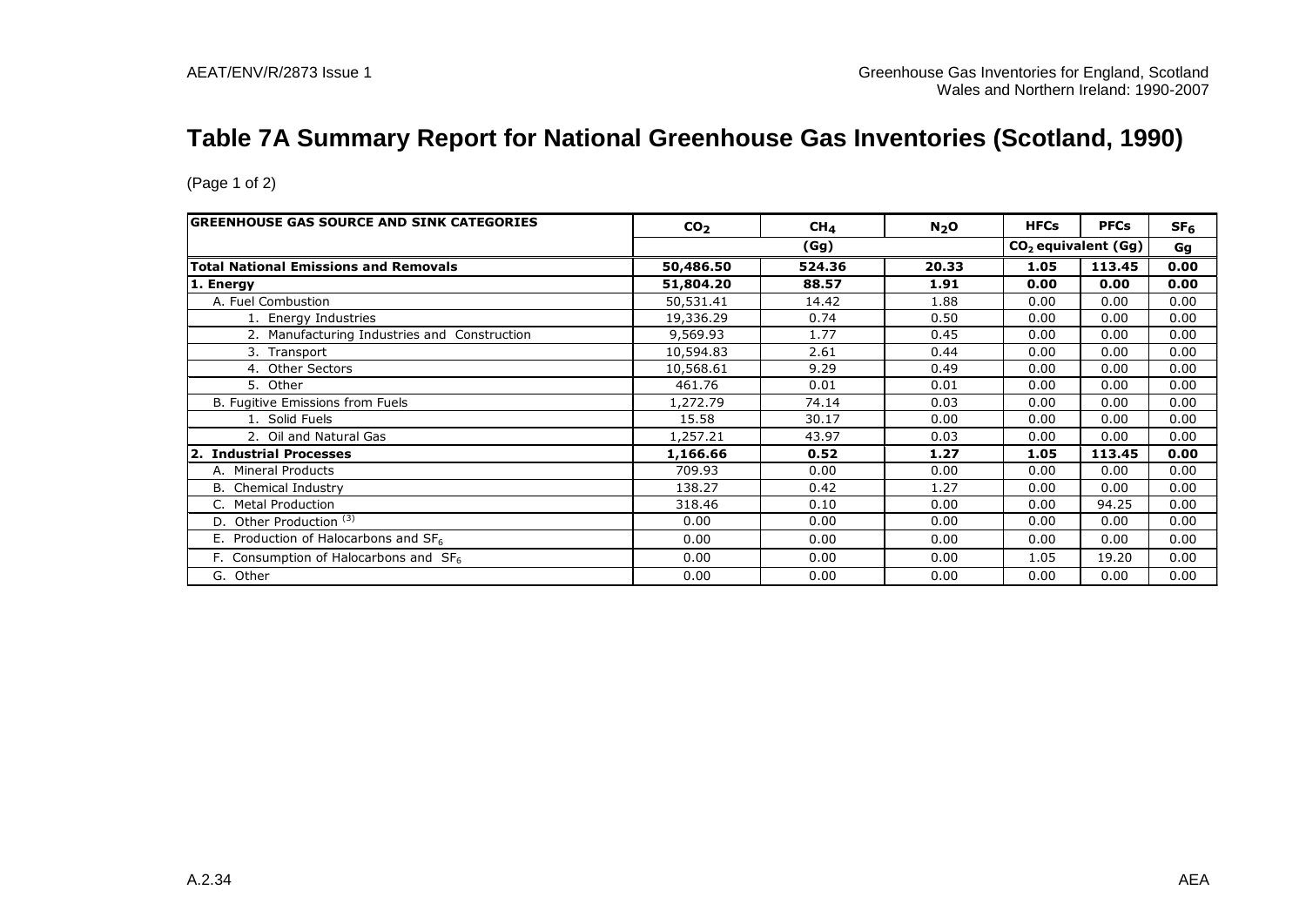# Table 7A Summary Report for National Greenhouse Gas Inventories (Scotland, 1990)

(Page 1 of 2)

| GREENHOUSE GAS SOURCE AND SINK CATEGORIES | $CO_2$ | $CH_4$ | $N_2O$ | HFCs | PFCs | $SF_6$ |
|---|---|---|---|---|---|---|
| | (Gg) | | | $CO_2$ equivalent (Gg) | | Gg |
| **Total National Emissions and Removals** | **50,486.50** | **524.36** | **20.33** | **1.05** | **113.45** | **0.00** |
| **1. Energy** | **51,804.20** | **88.57** | **1.91** | **0.00** | **0.00** | **0.00** |
| A. Fuel Combustion | 50,531.41 | 14.42 | 1.88 | 0.00 | 0.00 | 0.00 |
| 1. Energy Industries | 19,336.29 | 0.74 | 0.50 | 0.00 | 0.00 | 0.00 |
| 2. Manufacturing Industries and Construction | 9,569.93 | 1.77 | 0.45 | 0.00 | 0.00 | 0.00 |
| 3. Transport | 10,594.83 | 2.61 | 0.44 | 0.00 | 0.00 | 0.00 |
| 4. Other Sectors | 10,568.61 | 9.29 | 0.49 | 0.00 | 0.00 | 0.00 |
| 5. Other | 461.76 | 0.01 | 0.01 | 0.00 | 0.00 | 0.00 |
| B. Fugitive Emissions from Fuels | 1,272.79 | 74.14 | 0.03 | 0.00 | 0.00 | 0.00 |
| 1. Solid Fuels | 15.58 | 30.17 | 0.00 | 0.00 | 0.00 | 0.00 |
| 2. Oil and Natural Gas | 1,257.21 | 43.97 | 0.03 | 0.00 | 0.00 | 0.00 |
| **2. Industrial Processes** | **1,166.66** | **0.52** | **1.27** | **1.05** | **113.45** | **0.00** |
| A. Mineral Products | 709.93 | 0.00 | 0.00 | 0.00 | 0.00 | 0.00 |
| B. Chemical Industry | 138.27 | 0.42 | 1.27 | 0.00 | 0.00 | 0.00 |
| C. Metal Production | 318.46 | 0.10 | 0.00 | 0.00 | 94.25 | 0.00 |
| D. Other Production [3] | 0.00 | 0.00 | 0.00 | 0.00 | 0.00 | 0.00 |
| E. Production of Halocarbons and $SF_6$ | 0.00 | 0.00 | 0.00 | 0.00 | 0.00 | 0.00 |
| F. Consumption of Halocarbons and $SF_6$ | 0.00 | 0.00 | 0.00 | 1.05 | 19.20 | 0.00 |
| G. Other | 0.00 | 0.00 | 0.00 | 0.00 | 0.00 | 0.00 |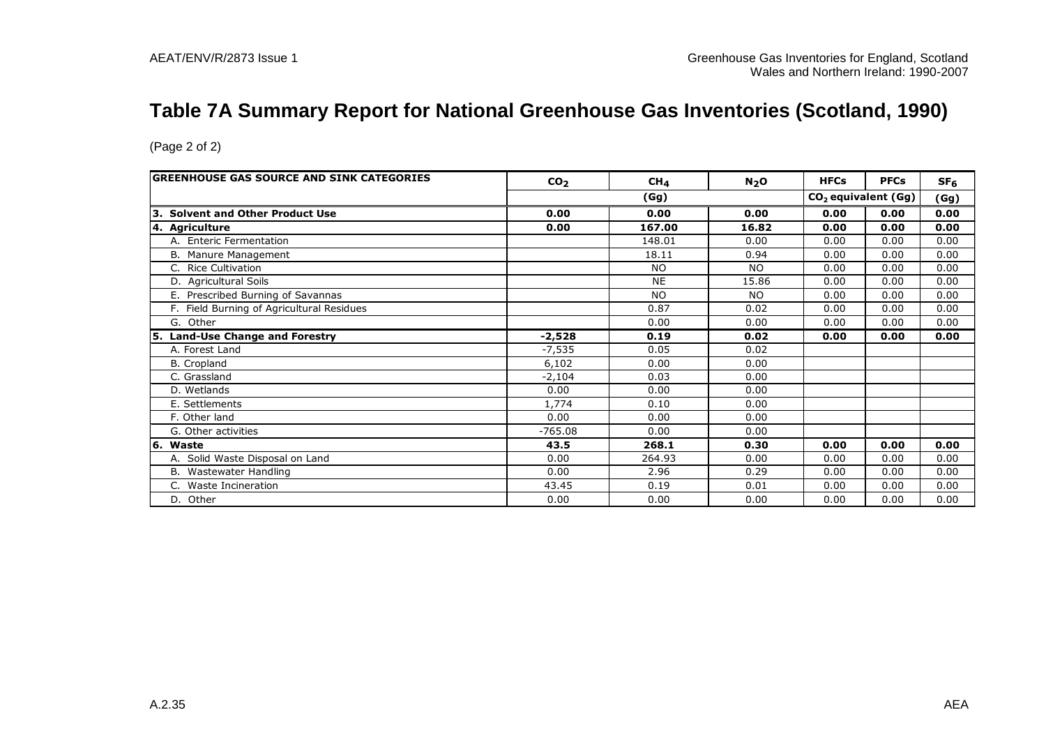# Table 7A Summary Report for National Greenhouse Gas Inventories (Scotland, 1990)

(Page 2 of 2)

| GREENHOUSE GAS SOURCE AND SINK CATEGORIES | $CO_2$ | $CH_4$ | $N_2O$ | HFCs | PFCs | $SF_6$ |
|---|---|---|---|---|---|---|
| | (Gg) | | | $CO_2$ equivalent (Gg) | | (Gg) |
| **3. Solvent and Other Product Use** | **0.00** | **0.00** | **0.00** | **0.00** | **0.00** | **0.00** |
| **4. Agriculture** | **0.00** | **167.00** | **16.82** | **0.00** | **0.00** | **0.00** |
| A. Enteric Fermentation | | 148.01 | 0.00 | 0.00 | 0.00 | 0.00 |
| B. Manure Management | | 18.11 | 0.94 | 0.00 | 0.00 | 0.00 |
| C. Rice Cultivation | | NO | NO | 0.00 | 0.00 | 0.00 |
| D. Agricultural Soils | | NE | 15.86 | 0.00 | 0.00 | 0.00 |
| E. Prescribed Burning of Savannas | | NO | NO | 0.00 | 0.00 | 0.00 |
| F. Field Burning of Agricultural Residues | | 0.87 | 0.02 | 0.00 | 0.00 | 0.00 |
| G. Other | | 0.00 | 0.00 | 0.00 | 0.00 | 0.00 |
| **5. Land-Use Change and Forestry** | **-2,528** | **0.19** | **0.02** | **0.00** | **0.00** | **0.00** |
| A. Forest Land | -7,535 | 0.05 | 0.02 | | | |
| B. Cropland | 6,102 | 0.00 | 0.00 | | | |
| C. Grassland | -2,104 | 0.03 | 0.00 | | | |
| D. Wetlands | 0.00 | 0.00 | 0.00 | | | |
| E. Settlements | 1,774 | 0.10 | 0.00 | | | |
| F. Other land | 0.00 | 0.00 | 0.00 | | | |
| G. Other activities | -765.08 | 0.00 | 0.00 | | | |
| **6. Waste** | **43.5** | **268.1** | **0.30** | **0.00** | **0.00** | **0.00** |
| A. Solid Waste Disposal on Land | 0.00 | 264.93 | 0.00 | 0.00 | 0.00 | 0.00 |
| B. Wastewater Handling | 0.00 | 2.96 | 0.29 | 0.00 | 0.00 | 0.00 |
| C. Waste Incineration | 43.45 | 0.19 | 0.01 | 0.00 | 0.00 | 0.00 |
| D. Other | 0.00 | 0.00 | 0.00 | 0.00 | 0.00 | 0.00 |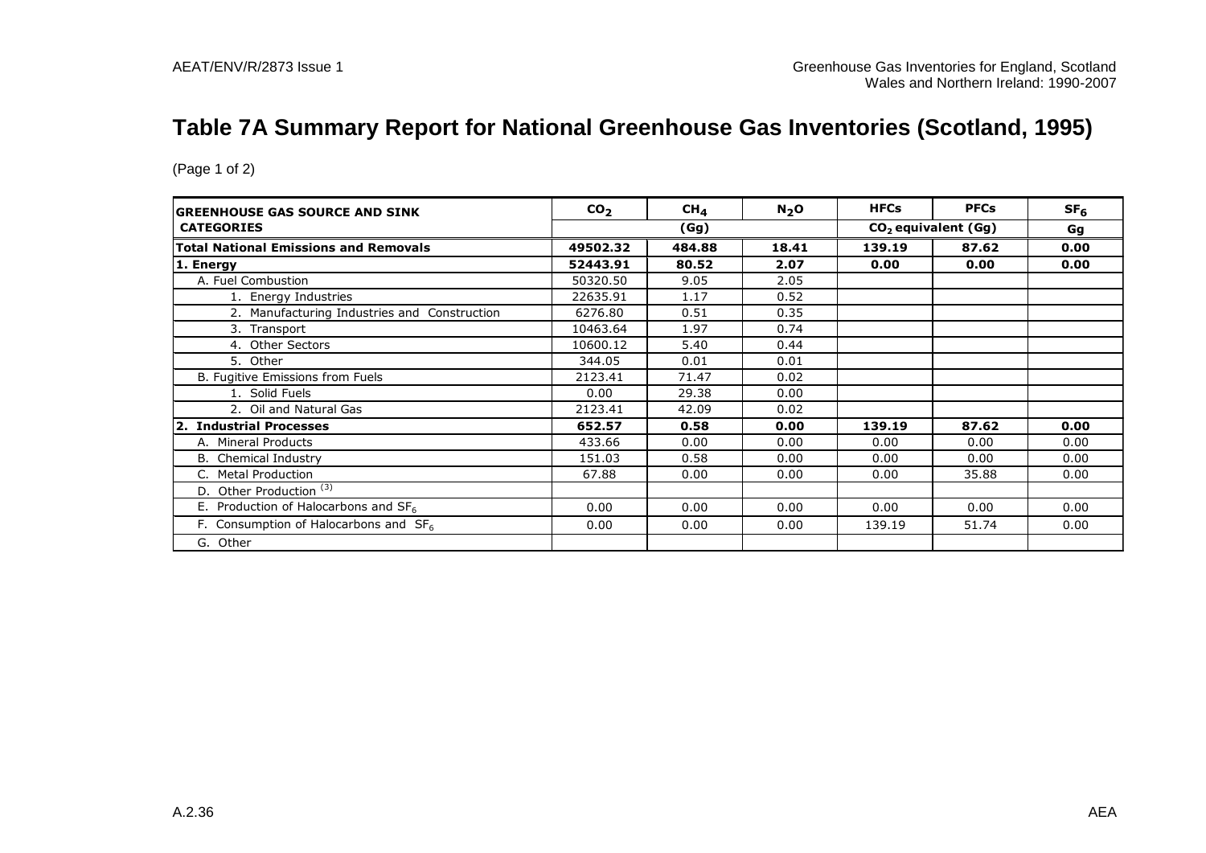# Table 7A Summary Report for National Greenhouse Gas Inventories (Scotland, 1995)

(Page 1 of 2)

| GREENHOUSE GAS SOURCE AND SINK CATEGORIES | $CO_2$ | $CH_4$ | $N_2O$ | HFCs | PFCs | $SF_6$ |
|---|---|---|---|---|---|---|
| | (Gg) | | | $CO_2$ equivalent (Gg) | | Gg |
| **Total National Emissions and Removals** | **49502.32** | **484.88** | **18.41** | **139.19** | **87.62** | **0.00** |
| **1. Energy** | **52443.91** | **80.52** | **2.07** | **0.00** | **0.00** | **0.00** |
| A. Fuel Combustion | 50320.50 | 9.05 | 2.05 | | | |
| 1. Energy Industries | 22635.91 | 1.17 | 0.52 | | | |
| 2. Manufacturing Industries and Construction | 6276.80 | 0.51 | 0.35 | | | |
| 3. Transport | 10463.64 | 1.97 | 0.74 | | | |
| 4. Other Sectors | 10600.12 | 5.40 | 0.44 | | | |
| 5. Other | 344.05 | 0.01 | 0.01 | | | |
| B. Fugitive Emissions from Fuels | 2123.41 | 71.47 | 0.02 | | | |
| 1. Solid Fuels | 0.00 | 29.38 | 0.00 | | | |
| 2. Oil and Natural Gas | 2123.41 | 42.09 | 0.02 | | | |
| **2. Industrial Processes** | **652.57** | **0.58** | **0.00** | **139.19** | **87.62** | **0.00** |
| A. Mineral Products | 433.66 | 0.00 | 0.00 | 0.00 | 0.00 | 0.00 |
| B. Chemical Industry | 151.03 | 0.58 | 0.00 | 0.00 | 0.00 | 0.00 |
| C. Metal Production | 67.88 | 0.00 | 0.00 | 0.00 | 35.88 | 0.00 |
| D. Other Production [(3)] | | | | | | |
| E. Production of Halocarbons and $SF_6$ | 0.00 | 0.00 | 0.00 | 0.00 | 0.00 | 0.00 |
| F. Consumption of Halocarbons and $SF_6$ | 0.00 | 0.00 | 0.00 | 139.19 | 51.74 | 0.00 |
| G. Other | | | | | | |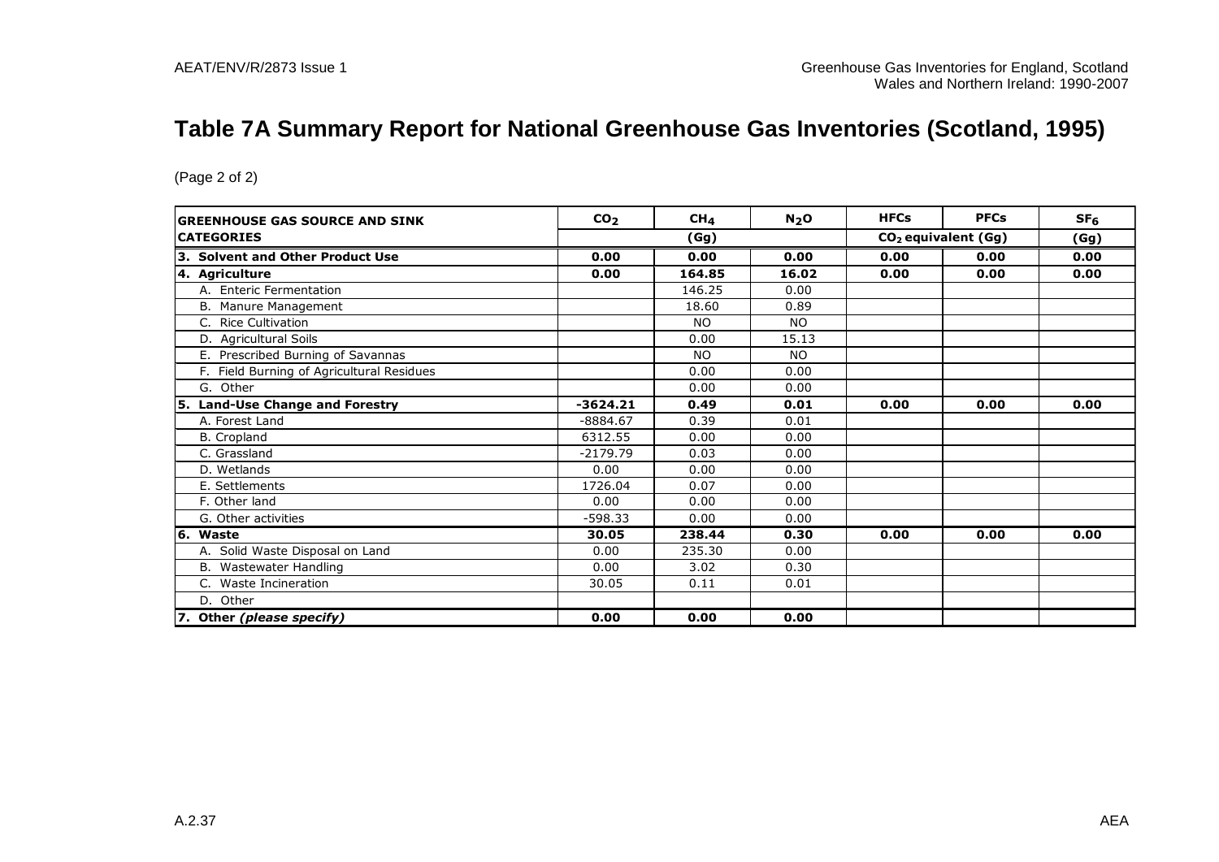# Table 7A Summary Report for National Greenhouse Gas Inventories (Scotland, 1995)

(Page 2 of 2)

| GREENHOUSE GAS SOURCE AND SINK CATEGORIES | $CO_2$ | $CH_4$ | $N_2O$ | HFCs | PFCs | $SF_6$ |
|---|---|---|---|---|---|---|
| | (Gg) | | | $CO_2$ equivalent (Gg) | | (Gg) |
| **3. Solvent and Other Product Use** | **0.00** | **0.00** | **0.00** | **0.00** | **0.00** | **0.00** |
| **4. Agriculture** | **0.00** | **164.85** | **16.02** | **0.00** | **0.00** | **0.00** |
| A. Enteric Fermentation | | 146.25 | 0.00 | | | |
| B. Manure Management | | 18.60 | 0.89 | | | |
| C. Rice Cultivation | | NO | NO | | | |
| D. Agricultural Soils | | 0.00 | 15.13 | | | |
| E. Prescribed Burning of Savannas | | NO | NO | | | |
| F. Field Burning of Agricultural Residues | | 0.00 | 0.00 | | | |
| G. Other | | 0.00 | 0.00 | | | |
| **5. Land-Use Change and Forestry** | **-3624.21** | **0.49** | **0.01** | **0.00** | **0.00** | **0.00** |
| A. Forest Land | -8884.67 | 0.39 | 0.01 | | | |
| B. Cropland | 6312.55 | 0.00 | 0.00 | | | |
| C. Grassland | -2179.79 | 0.03 | 0.00 | | | |
| D. Wetlands | 0.00 | 0.00 | 0.00 | | | |
| E. Settlements | 1726.04 | 0.07 | 0.00 | | | |
| F. Other land | 0.00 | 0.00 | 0.00 | | | |
| G. Other activities | -598.33 | 0.00 | 0.00 | | | |
| **6. Waste** | **30.05** | **238.44** | **0.30** | **0.00** | **0.00** | **0.00** |
| A. Solid Waste Disposal on Land | 0.00 | 235.30 | 0.00 | | | |
| B. Wastewater Handling | 0.00 | 3.02 | 0.30 | | | |
| C. Waste Incineration | 30.05 | 0.11 | 0.01 | | | |
| D. Other | | | | | | |
| **7. Other *(please specify)*** | **0.00** | **0.00** | **0.00** | | | |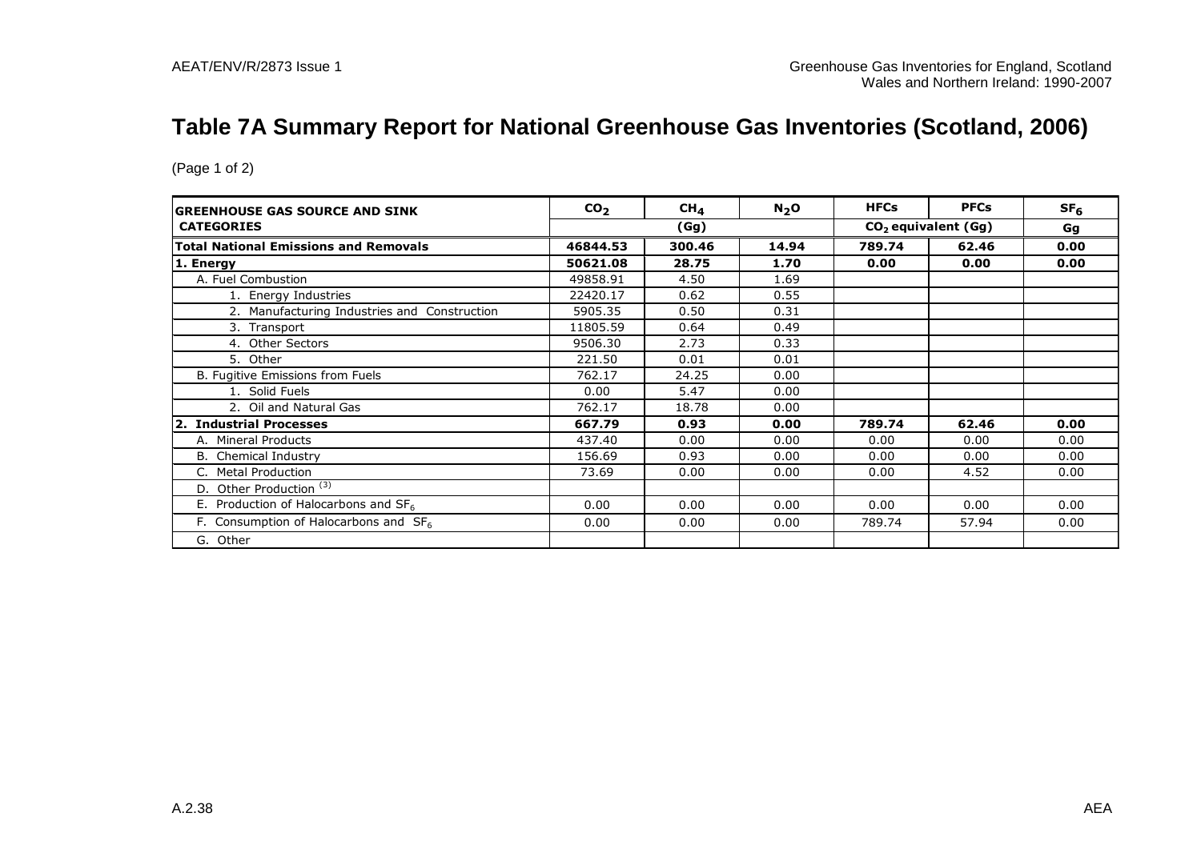# Table 7A Summary Report for National Greenhouse Gas Inventories (Scotland, 2006)

(Page 1 of 2)

| GREENHOUSE GAS SOURCE AND SINK CATEGORIES | $CO_2$ | $CH_4$ | $N_2O$ | HFCs | PFCs | $SF_6$ |
|---|---|---|---|---|---|---|
| | (Gg) | | | $CO_2$ equivalent (Gg) | | Gg |
| **Total National Emissions and Removals** | **46844.53** | **300.46** | **14.94** | **789.74** | **62.46** | **0.00** |
| **1. Energy** | **50621.08** | **28.75** | **1.70** | **0.00** | **0.00** | **0.00** |
| A. Fuel Combustion | 49858.91 | 4.50 | 1.69 | | | |
| 1. Energy Industries | 22420.17 | 0.62 | 0.55 | | | |
| 2. Manufacturing Industries and Construction | 5905.35 | 0.50 | 0.31 | | | |
| 3. Transport | 11805.59 | 0.64 | 0.49 | | | |
| 4. Other Sectors | 9506.30 | 2.73 | 0.33 | | | |
| 5. Other | 221.50 | 0.01 | 0.01 | | | |
| B. Fugitive Emissions from Fuels | 762.17 | 24.25 | 0.00 | | | |
| 1. Solid Fuels | 0.00 | 5.47 | 0.00 | | | |
| 2. Oil and Natural Gas | 762.17 | 18.78 | 0.00 | | | |
| **2. Industrial Processes** | **667.79** | **0.93** | **0.00** | **789.74** | **62.46** | **0.00** |
| A. Mineral Products | 437.40 | 0.00 | 0.00 | 0.00 | 0.00 | 0.00 |
| B. Chemical Industry | 156.69 | 0.93 | 0.00 | 0.00 | 0.00 | 0.00 |
| C. Metal Production | 73.69 | 0.00 | 0.00 | 0.00 | 4.52 | 0.00 |
| D. Other Production [(3)] | | | | | | |
| E. Production of Halocarbons and $SF_6$ | 0.00 | 0.00 | 0.00 | 0.00 | 0.00 | 0.00 |
| F. Consumption of Halocarbons and $SF_6$ | 0.00 | 0.00 | 0.00 | 789.74 | 57.94 | 0.00 |
| G. Other | | | | | | |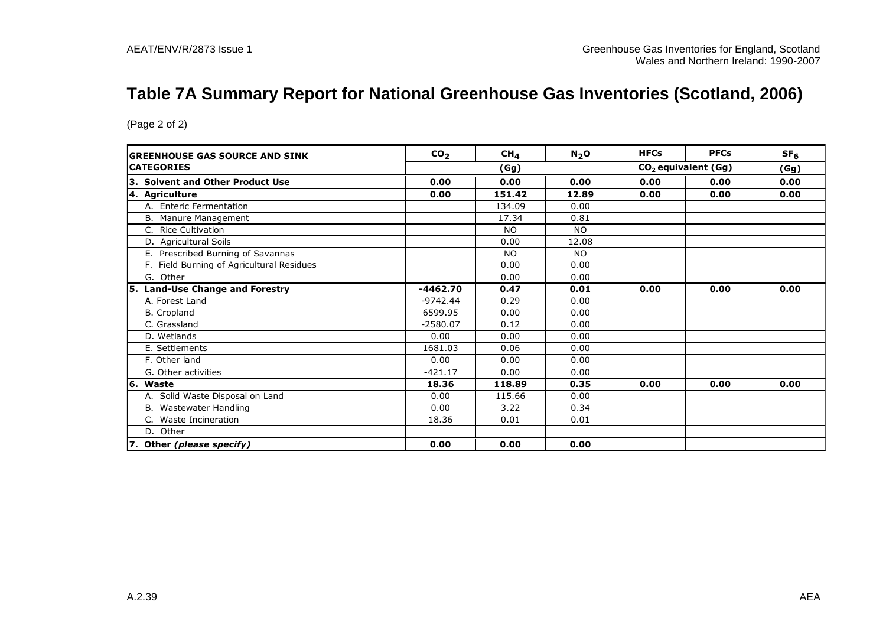# Table 7A Summary Report for National Greenhouse Gas Inventories (Scotland, 2006)

(Page 2 of 2)

| GREENHOUSE GAS SOURCE AND SINK CATEGORIES | $CO_2$ | $CH_4$ | $N_2O$ | HFCs | PFCs | $SF_6$ |
|---|---|---|---|---|---|---|
| | (Gg) | | | $CO_2$ equivalent (Gg) | | (Gg) |
| **3. Solvent and Other Product Use** | **0.00** | **0.00** | **0.00** | **0.00** | **0.00** | **0.00** |
| **4. Agriculture** | **0.00** | **151.42** | **12.89** | **0.00** | **0.00** | **0.00** |
| A. Enteric Fermentation | | 134.09 | 0.00 | | | |
| B. Manure Management | | 17.34 | 0.81 | | | |
| C. Rice Cultivation | | NO | NO | | | |
| D. Agricultural Soils | | 0.00 | 12.08 | | | |
| E. Prescribed Burning of Savannas | | NO | NO | | | |
| F. Field Burning of Agricultural Residues | | 0.00 | 0.00 | | | |
| G. Other | | 0.00 | 0.00 | | | |
| **5. Land-Use Change and Forestry** | **-4462.70** | **0.47** | **0.01** | **0.00** | **0.00** | **0.00** |
| A. Forest Land | -9742.44 | 0.29 | 0.00 | | | |
| B. Cropland | 6599.95 | 0.00 | 0.00 | | | |
| C. Grassland | -2580.07 | 0.12 | 0.00 | | | |
| D. Wetlands | 0.00 | 0.00 | 0.00 | | | |
| E. Settlements | 1681.03 | 0.06 | 0.00 | | | |
| F. Other land | 0.00 | 0.00 | 0.00 | | | |
| G. Other activities | -421.17 | 0.00 | 0.00 | | | |
| **6. Waste** | **18.36** | **118.89** | **0.35** | **0.00** | **0.00** | **0.00** |
| A. Solid Waste Disposal on Land | 0.00 | 115.66 | 0.00 | | | |
| B. Wastewater Handling | 0.00 | 3.22 | 0.34 | | | |
| C. Waste Incineration | 18.36 | 0.01 | 0.01 | | | |
| D. Other | | | | | | |
| **7. Other *(please specify)*** | **0.00** | **0.00** | **0.00** | | | |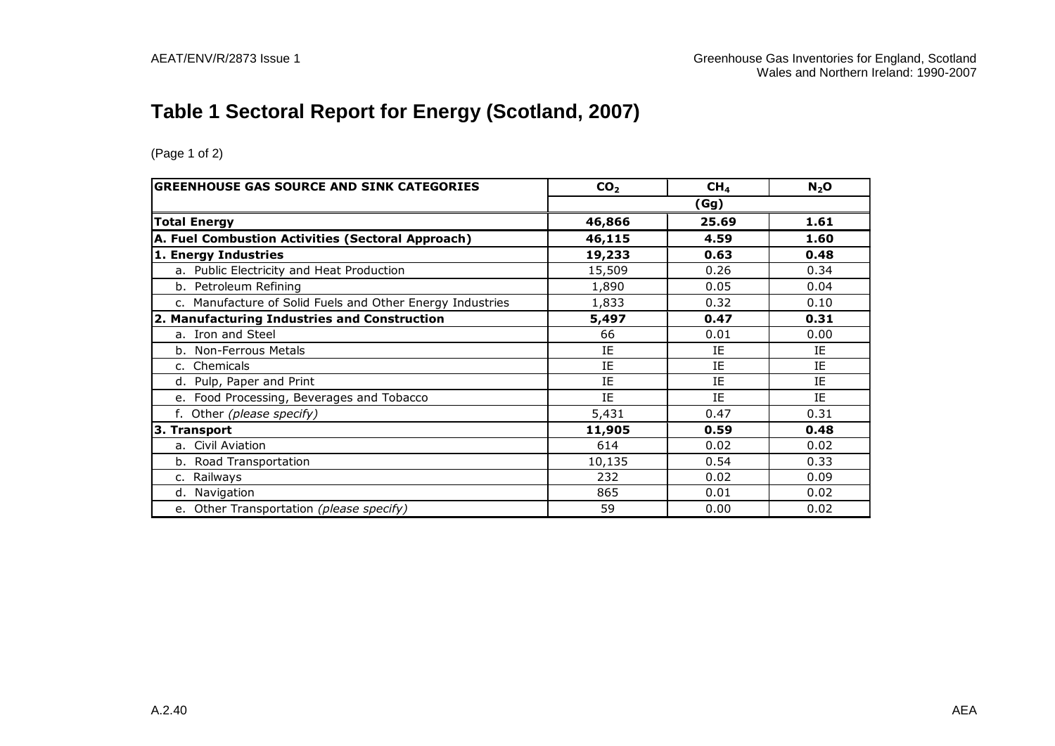# Table 1 Sectoral Report for Energy (Scotland, 2007)

(Page 1 of 2)

| GREENHOUSE GAS SOURCE AND SINK CATEGORIES | $CO_2$ | $CH_4$ | $N_2O$ |
|---|---|---|---|
| | (Gg) | | |
| **Total Energy** | **46,866** | **25.69** | **1.61** |
| **A. Fuel Combustion Activities (Sectoral Approach)** | **46,115** | **4.59** | **1.60** |
| **1. Energy Industries** | **19,233** | **0.63** | **0.48** |
| a. Public Electricity and Heat Production | 15,509 | 0.26 | 0.34 |
| b. Petroleum Refining | 1,890 | 0.05 | 0.04 |
| c. Manufacture of Solid Fuels and Other Energy Industries | 1,833 | 0.32 | 0.10 |
| **2. Manufacturing Industries and Construction** | **5,497** | **0.47** | **0.31** |
| a. Iron and Steel | 66 | 0.01 | 0.00 |
| b. Non-Ferrous Metals | IE | IE | IE |
| c. Chemicals | IE | IE | IE |
| d. Pulp, Paper and Print | IE | IE | IE |
| e. Food Processing, Beverages and Tobacco | IE | IE | IE |
| f. Other *(please specify)* | 5,431 | 0.47 | 0.31 |
| **3. Transport** | **11,905** | **0.59** | **0.48** |
| a. Civil Aviation | 614 | 0.02 | 0.02 |
| b. Road Transportation | 10,135 | 0.54 | 0.33 |
| c. Railways | 232 | 0.02 | 0.09 |
| d. Navigation | 865 | 0.01 | 0.02 |
| e. Other Transportation *(please specify)* | 59 | 0.00 | 0.02 |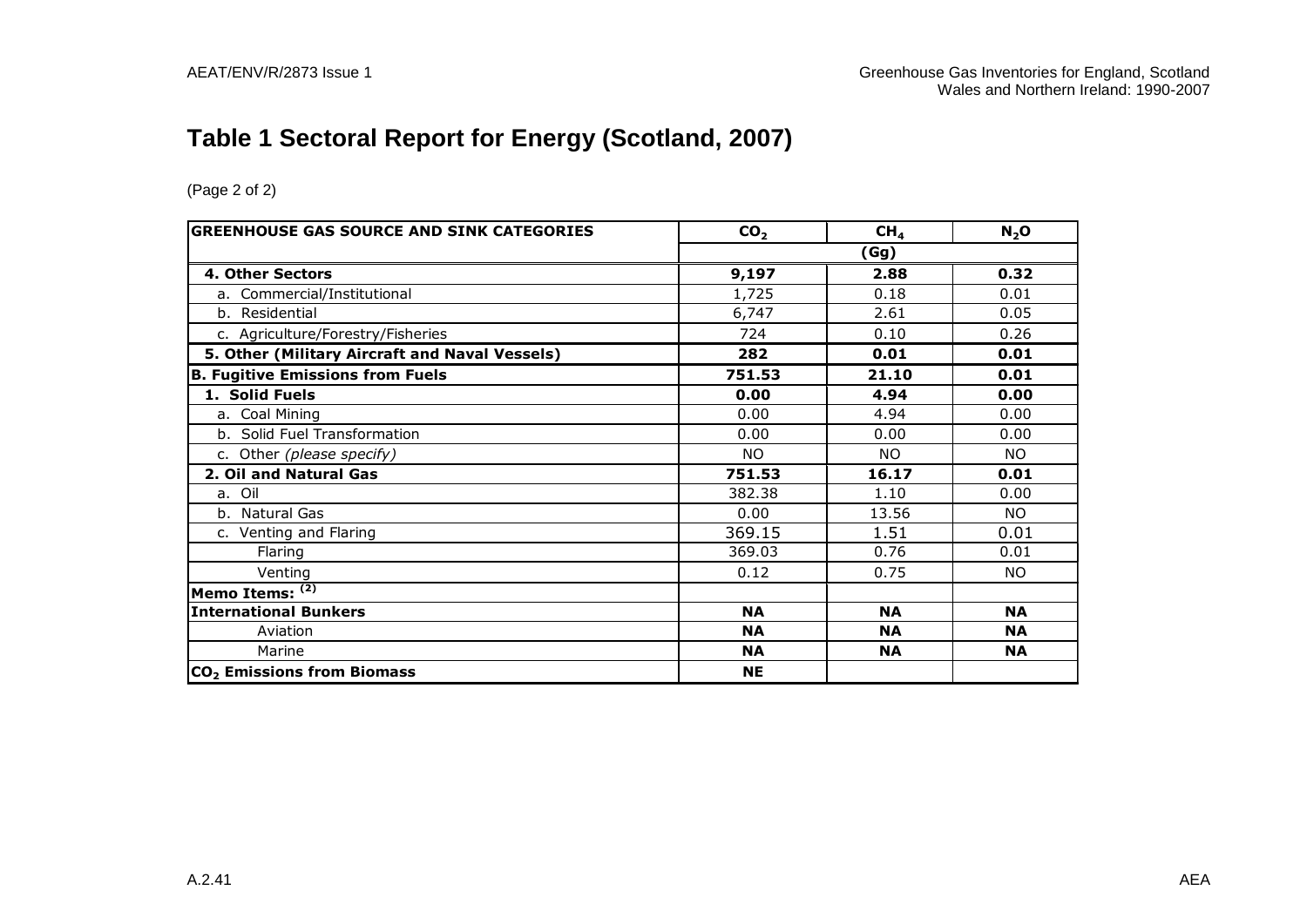# Table 1 Sectoral Report for Energy (Scotland, 2007)

(Page 2 of 2)

| GREENHOUSE GAS SOURCE AND SINK CATEGORIES | $CO_2$ | $CH_4$ | $N_2O$ |
|---|---|---|---|
| | (Gg) | | |
| **4. Other Sectors** | **9,197** | **2.88** | **0.32** |
| a. Commercial/Institutional | 1,725 | 0.18 | 0.01 |
| b. Residential | 6,747 | 2.61 | 0.05 |
| c. Agriculture/Forestry/Fisheries | 724 | 0.10 | 0.26 |
| **5. Other (Military Aircraft and Naval Vessels)** | **282** | **0.01** | **0.01** |
| **B. Fugitive Emissions from Fuels** | **751.53** | **21.10** | **0.01** |
| **1. Solid Fuels** | **0.00** | **4.94** | **0.00** |
| a. Coal Mining | 0.00 | 4.94 | 0.00 |
| b. Solid Fuel Transformation | 0.00 | 0.00 | 0.00 |
| c. Other *(please specify)* | NO | NO | NO |
| **2. Oil and Natural Gas** | **751.53** | **16.17** | **0.01** |
| a. Oil | 382.38 | 1.10 | 0.00 |
| b. Natural Gas | 0.00 | 13.56 | NO |
| c. Venting and Flaring | 369.15 | 1.51 | 0.01 |
| Flaring | 369.03 | 0.76 | 0.01 |
| Venting | 0.12 | 0.75 | NO |
| **Memo Items:** [(2)] | | | |
| **International Bunkers** | **NA** | **NA** | **NA** |
| Aviation | **NA** | **NA** | **NA** |
| Marine | **NA** | **NA** | **NA** |
| **$CO_2$ Emissions from Biomass** | **NE** | | |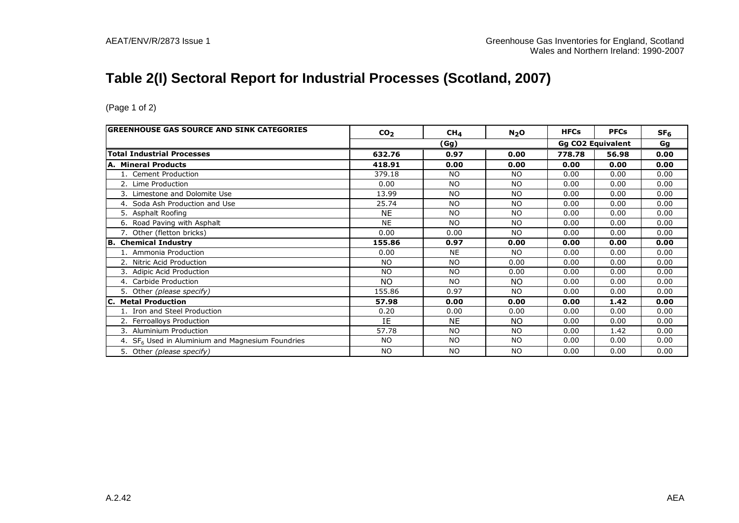# Table 2(I) Sectoral Report for Industrial Processes (Scotland, 2007)

(Page 1 of 2)

| GREENHOUSE GAS SOURCE AND SINK CATEGORIES | $CO_2$ | $CH_4$ | $N_2O$ | HFCs | PFCs | $SF_6$ |
|---|---|---|---|---|---|---|
| | (Gg) | | | Gg CO2 Equivalent | | Gg |
| **Total Industrial Processes** | **632.76** | **0.97** | **0.00** | **778.78** | **56.98** | **0.00** |
| **A. Mineral Products** | **418.91** | **0.00** | **0.00** | **0.00** | **0.00** | **0.00** |
| 1. Cement Production | 379.18 | NO | NO | 0.00 | 0.00 | 0.00 |
| 2. Lime Production | 0.00 | NO | NO | 0.00 | 0.00 | 0.00 |
| 3. Limestone and Dolomite Use | 13.99 | NO | NO | 0.00 | 0.00 | 0.00 |
| 4. Soda Ash Production and Use | 25.74 | NO | NO | 0.00 | 0.00 | 0.00 |
| 5. Asphalt Roofing | NE | NO | NO | 0.00 | 0.00 | 0.00 |
| 6. Road Paving with Asphalt | NE | NO | NO | 0.00 | 0.00 | 0.00 |
| 7. Other (fletton bricks) | 0.00 | 0.00 | NO | 0.00 | 0.00 | 0.00 |
| **B. Chemical Industry** | **155.86** | **0.97** | **0.00** | **0.00** | **0.00** | **0.00** |
| 1. Ammonia Production | 0.00 | NE | NO | 0.00 | 0.00 | 0.00 |
| 2. Nitric Acid Production | NO | NO | 0.00 | 0.00 | 0.00 | 0.00 |
| 3. Adipic Acid Production | NO | NO | 0.00 | 0.00 | 0.00 | 0.00 |
| 4. Carbide Production | NO | NO | NO | 0.00 | 0.00 | 0.00 |
| 5. Other *(please specify)* | 155.86 | 0.97 | NO | 0.00 | 0.00 | 0.00 |
| **C. Metal Production** | **57.98** | **0.00** | **0.00** | **0.00** | **1.42** | **0.00** |
| 1. Iron and Steel Production | 0.20 | 0.00 | 0.00 | 0.00 | 0.00 | 0.00 |
| 2. Ferroalloys Production | IE | NE | NO | 0.00 | 0.00 | 0.00 |
| 3. Aluminium Production | 57.78 | NO | NO | 0.00 | 1.42 | 0.00 |
| 4. $SF_6$ Used in Aluminium and Magnesium Foundries | NO | NO | NO | 0.00 | 0.00 | 0.00 |
| 5. Other *(please specify)* | NO | NO | NO | 0.00 | 0.00 | 0.00 |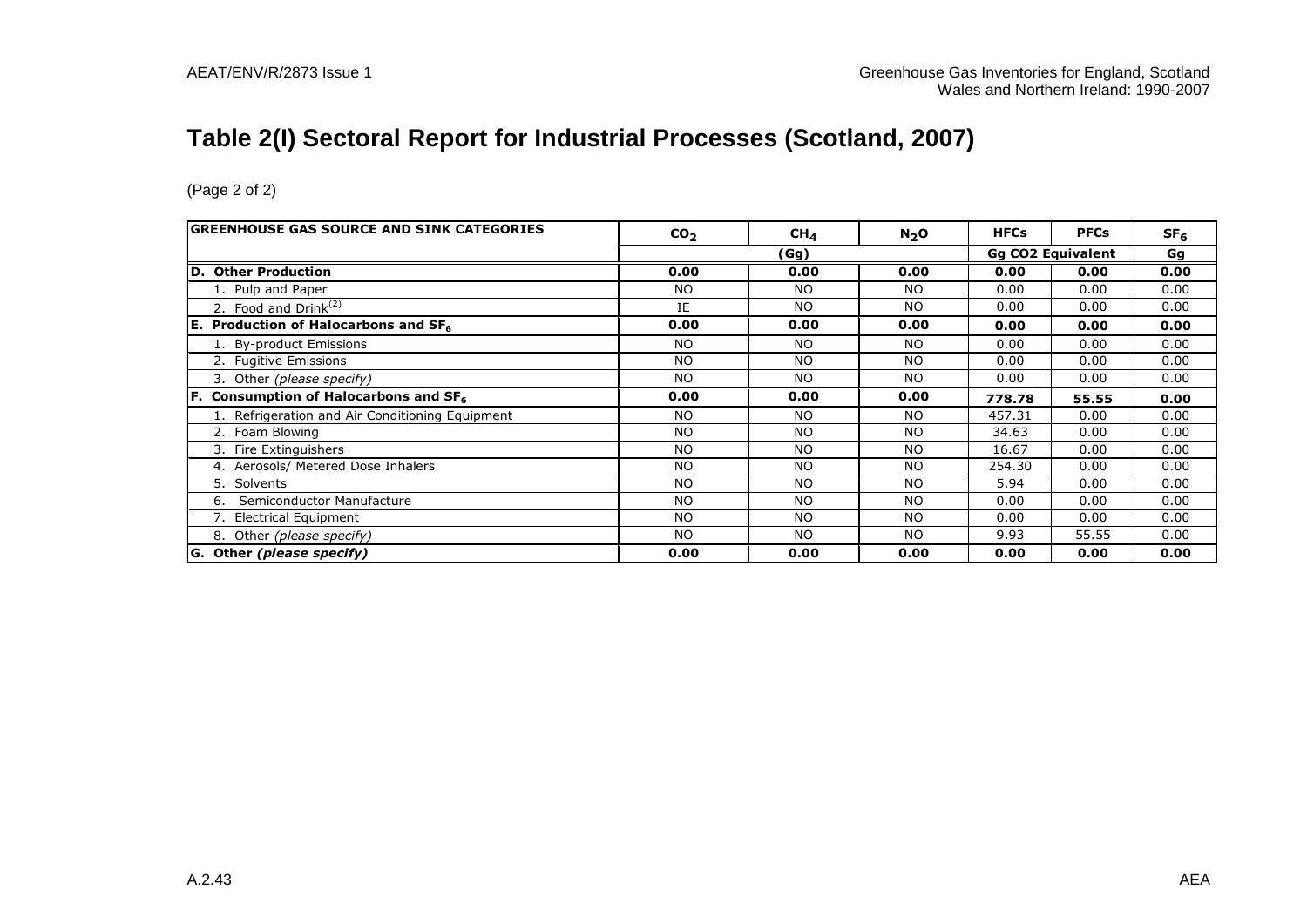# Table 2(I) Sectoral Report for Industrial Processes (Scotland, 2007)

(Page 2 of 2)

| GREENHOUSE GAS SOURCE AND SINK CATEGORIES | $CO_2$ | $CH_4$ | $N_2O$ | HFCs | PFCs | $SF_6$ |
|---|---|---|---|---|---|---|
| | (Gg) | | | Gg CO2 Equivalent | | Gg |
| **D. Other Production** | **0.00** | **0.00** | **0.00** | **0.00** | **0.00** | **0.00** |
| 1. Pulp and Paper | NO | NO | NO | 0.00 | 0.00 | 0.00 |
| 2. Food and Drink[(2)] | IE | NO | NO | 0.00 | 0.00 | 0.00 |
| **E. Production of Halocarbons and $SF_6$** | **0.00** | **0.00** | **0.00** | **0.00** | **0.00** | **0.00** |
| 1. By-product Emissions | NO | NO | NO | 0.00 | 0.00 | 0.00 |
| 2. Fugitive Emissions | NO | NO | NO | 0.00 | 0.00 | 0.00 |
| 3. Other *(please specify)* | NO | NO | NO | 0.00 | 0.00 | 0.00 |
| **F. Consumption of Halocarbons and $SF_6$** | **0.00** | **0.00** | **0.00** | **778.78** | **55.55** | **0.00** |
| 1. Refrigeration and Air Conditioning Equipment | NO | NO | NO | 457.31 | 0.00 | 0.00 |
| 2. Foam Blowing | NO | NO | NO | 34.63 | 0.00 | 0.00 |
| 3. Fire Extinguishers | NO | NO | NO | 16.67 | 0.00 | 0.00 |
| 4. Aerosols/ Metered Dose Inhalers | NO | NO | NO | 254.30 | 0.00 | 0.00 |
| 5. Solvents | NO | NO | NO | 5.94 | 0.00 | 0.00 |
| 6. Semiconductor Manufacture | NO | NO | NO | 0.00 | 0.00 | 0.00 |
| 7. Electrical Equipment | NO | NO | NO | 0.00 | 0.00 | 0.00 |
| 8. Other *(please specify)* | NO | NO | NO | 9.93 | 55.55 | 0.00 |
| **G. Other *(please specify)*** | **0.00** | **0.00** | **0.00** | **0.00** | **0.00** | **0.00** |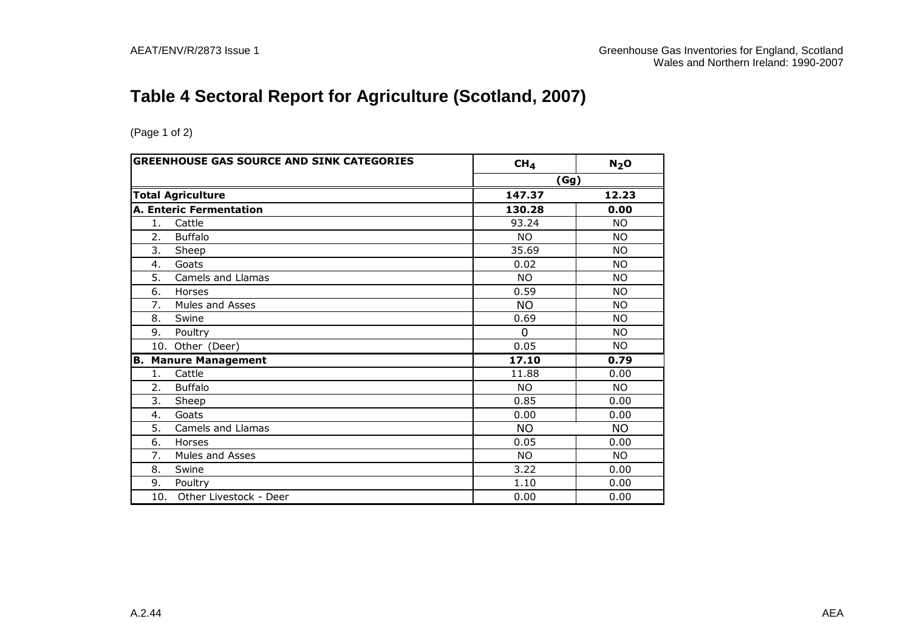# Table 4 Sectoral Report for Agriculture (Scotland, 2007)

(Page 1 of 2)

| GREENHOUSE GAS SOURCE AND SINK CATEGORIES | $CH_4$ | $N_2O$ |
|---|---|---|
| | (Gg) | |
| **Total Agriculture** | **147.37** | **12.23** |
| **A. Enteric Fermentation** | **130.28** | **0.00** |
| 1. Cattle | 93.24 | NO |
| 2. Buffalo | NO | NO |
| 3. Sheep | 35.69 | NO |
| 4. Goats | 0.02 | NO |
| 5. Camels and Llamas | NO | NO |
| 6. Horses | 0.59 | NO |
| 7. Mules and Asses | NO | NO |
| 8. Swine | 0.69 | NO |
| 9. Poultry | 0 | NO |
| 10. Other (Deer) | 0.05 | NO |
| **B. Manure Management** | **17.10** | **0.79** |
| 1. Cattle | 11.88 | 0.00 |
| 2. Buffalo | NO | NO |
| 3. Sheep | 0.85 | 0.00 |
| 4. Goats | 0.00 | 0.00 |
| 5. Camels and Llamas | NO | NO |
| 6. Horses | 0.05 | 0.00 |
| 7. Mules and Asses | NO | NO |
| 8. Swine | 3.22 | 0.00 |
| 9. Poultry | 1.10 | 0.00 |
| 10. Other Livestock - Deer | 0.00 | 0.00 |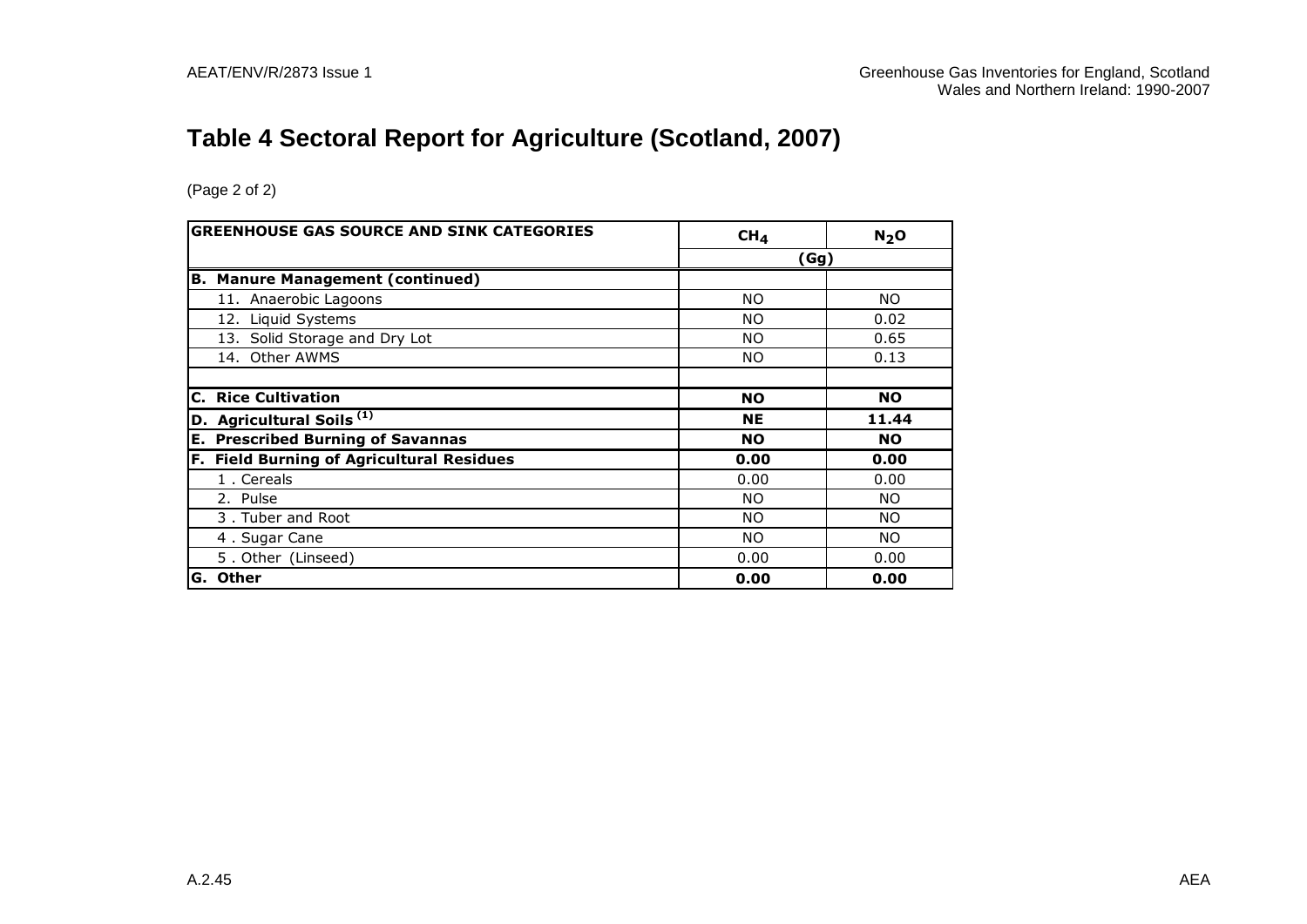# Table 4 Sectoral Report for Agriculture (Scotland, 2007)

(Page 2 of 2)

| GREENHOUSE GAS SOURCE AND SINK CATEGORIES | $CH_4$ | $N_2O$ |
|---|---|---|
| | (Gg) | |
| **B. Manure Management (continued)** | | |
| 11. Anaerobic Lagoons | NO | NO |
| 12. Liquid Systems | NO | 0.02 |
| 13. Solid Storage and Dry Lot | NO | 0.65 |
| 14. Other AWMS | NO | 0.13 |
| | | |
| **C. Rice Cultivation** | **NO** | **NO** |
| **D. Agricultural Soils [1]** | **NE** | **11.44** |
| **E. Prescribed Burning of Savannas** | **NO** | **NO** |
| **F. Field Burning of Agricultural Residues** | **0.00** | **0.00** |
| 1 . Cereals | 0.00 | 0.00 |
| 2. Pulse | NO | NO |
| 3 . Tuber and Root | NO | NO |
| 4 . Sugar Cane | NO | NO |
| 5 . Other (Linseed) | 0.00 | 0.00 |
| **G. Other** | **0.00** | **0.00** |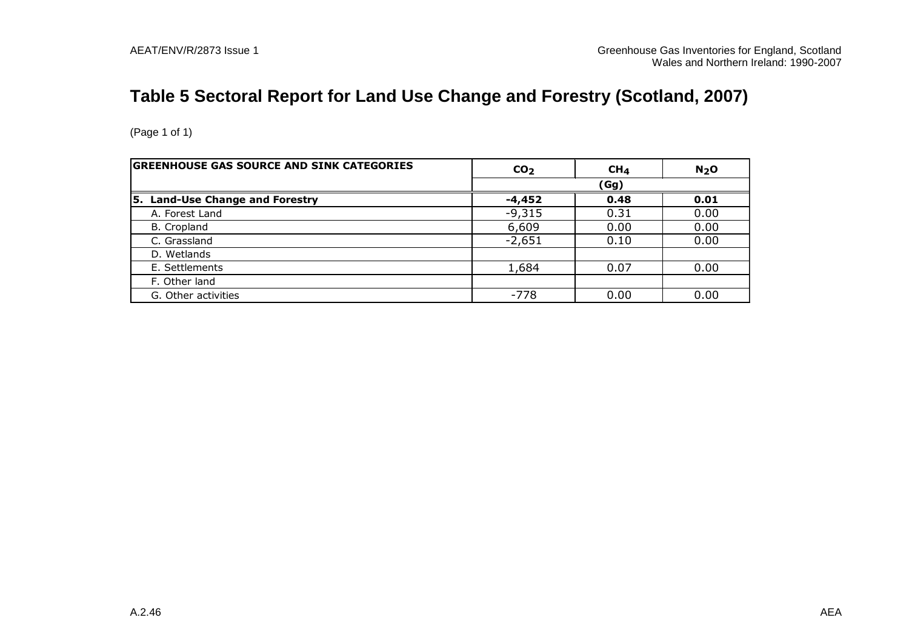# Table 5 Sectoral Report for Land Use Change and Forestry (Scotland, 2007)

(Page 1 of 1)

| GREENHOUSE GAS SOURCE AND SINK CATEGORIES | $CO_2$ | $CH_4$ | $N_2O$ |
|---|---|---|---|
| | (Gg) | | |
| **5. Land-Use Change and Forestry** | **-4,452** | **0.48** | **0.01** |
| A. Forest Land | -9,315 | 0.31 | 0.00 |
| B. Cropland | 6,609 | 0.00 | 0.00 |
| C. Grassland | -2,651 | 0.10 | 0.00 |
| D. Wetlands | | | |
| E. Settlements | 1,684 | 0.07 | 0.00 |
| F. Other land | | | |
| G. Other activities | -778 | 0.00 | 0.00 |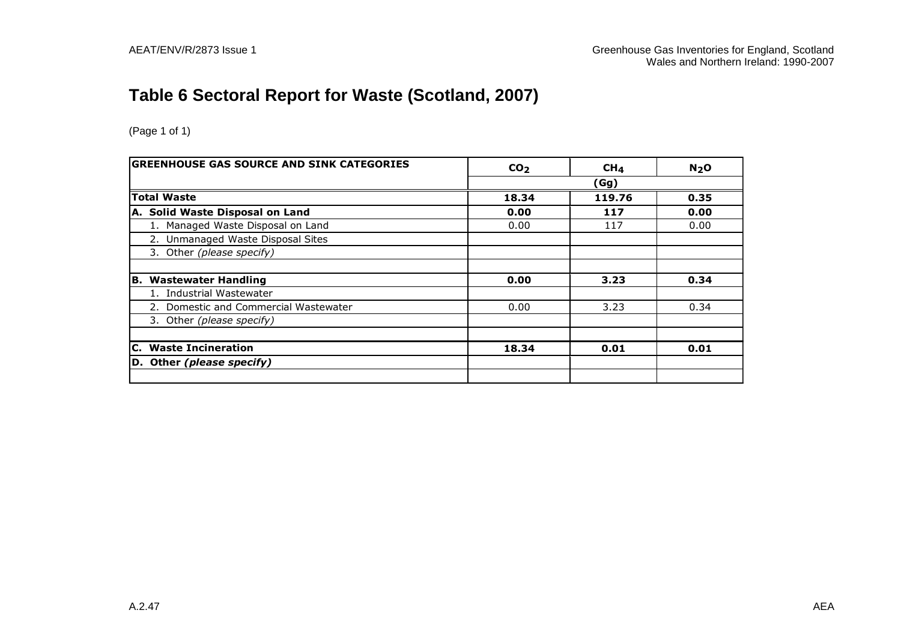# Table 6 Sectoral Report for Waste (Scotland, 2007)

(Page 1 of 1)

| GREENHOUSE GAS SOURCE AND SINK CATEGORIES | $CO_2$ | $CH_4$ | $N_2O$ |
|---|---|---|---|
| | (Gg) | | |
| **Total Waste** | **18.34** | **119.76** | **0.35** |
| **A. Solid Waste Disposal on Land** | **0.00** | **117** | **0.00** |
| 1. Managed Waste Disposal on Land | 0.00 | 117 | 0.00 |
| 2. Unmanaged Waste Disposal Sites | | | |
| 3. Other *(please specify)* | | | |
| | | | |
| **B. Wastewater Handling** | **0.00** | **3.23** | **0.34** |
| 1. Industrial Wastewater | | | |
| 2. Domestic and Commercial Wastewater | 0.00 | 3.23 | 0.34 |
| 3. Other *(please specify)* | | | |
| | | | |
| **C. Waste Incineration** | **18.34** | **0.01** | **0.01** |
| **D. Other *(please specify)*** | | | |
| | | | |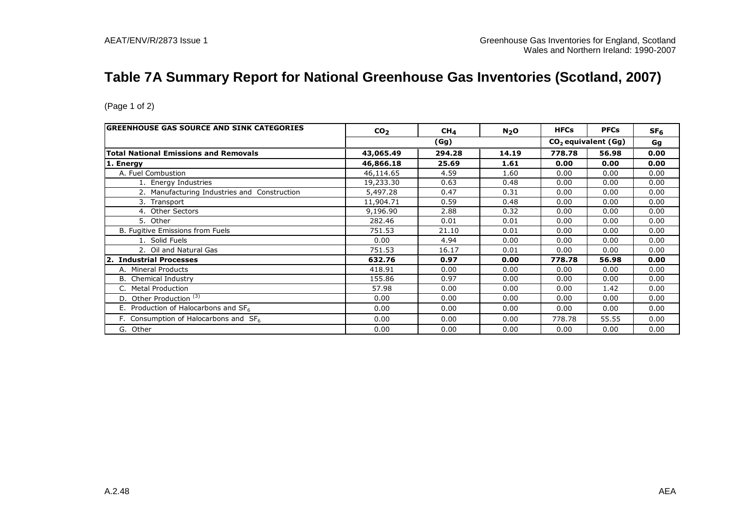# Table 7A Summary Report for National Greenhouse Gas Inventories (Scotland, 2007)

(Page 1 of 2)

| GREENHOUSE GAS SOURCE AND SINK CATEGORIES | $CO_2$ | $CH_4$ | $N_2O$ | HFCs | PFCs | $SF_6$ |
|---|---|---|---|---|---|---|
| | (Gg) | | | $CO_2$ equivalent (Gg) | | Gg |
| **Total National Emissions and Removals** | **43,065.49** | **294.28** | **14.19** | **778.78** | **56.98** | **0.00** |
| **1. Energy** | **46,866.18** | **25.69** | **1.61** | **0.00** | **0.00** | **0.00** |
| A. Fuel Combustion | 46,114.65 | 4.59 | 1.60 | 0.00 | 0.00 | 0.00 |
| 1. Energy Industries | 19,233.30 | 0.63 | 0.48 | 0.00 | 0.00 | 0.00 |
| 2. Manufacturing Industries and Construction | 5,497.28 | 0.47 | 0.31 | 0.00 | 0.00 | 0.00 |
| 3. Transport | 11,904.71 | 0.59 | 0.48 | 0.00 | 0.00 | 0.00 |
| 4. Other Sectors | 9,196.90 | 2.88 | 0.32 | 0.00 | 0.00 | 0.00 |
| 5. Other | 282.46 | 0.01 | 0.01 | 0.00 | 0.00 | 0.00 |
| B. Fugitive Emissions from Fuels | 751.53 | 21.10 | 0.01 | 0.00 | 0.00 | 0.00 |
| 1. Solid Fuels | 0.00 | 4.94 | 0.00 | 0.00 | 0.00 | 0.00 |
| 2. Oil and Natural Gas | 751.53 | 16.17 | 0.01 | 0.00 | 0.00 | 0.00 |
| **2. Industrial Processes** | **632.76** | **0.97** | **0.00** | **778.78** | **56.98** | **0.00** |
| A. Mineral Products | 418.91 | 0.00 | 0.00 | 0.00 | 0.00 | 0.00 |
| B. Chemical Industry | 155.86 | 0.97 | 0.00 | 0.00 | 0.00 | 0.00 |
| C. Metal Production | 57.98 | 0.00 | 0.00 | 0.00 | 1.42 | 0.00 |
| D. Other Production [(3)] | 0.00 | 0.00 | 0.00 | 0.00 | 0.00 | 0.00 |
| E. Production of Halocarbons and $SF_6$ | 0.00 | 0.00 | 0.00 | 0.00 | 0.00 | 0.00 |
| F. Consumption of Halocarbons and $SF_6$ | 0.00 | 0.00 | 0.00 | 778.78 | 55.55 | 0.00 |
| G. Other | 0.00 | 0.00 | 0.00 | 0.00 | 0.00 | 0.00 |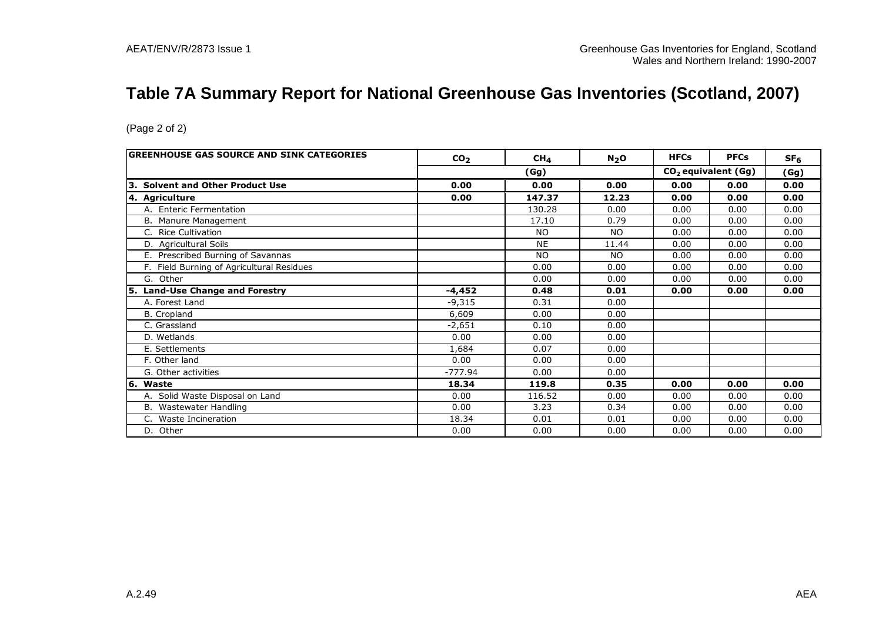# Table 7A Summary Report for National Greenhouse Gas Inventories (Scotland, 2007)

(Page 2 of 2)

| GREENHOUSE GAS SOURCE AND SINK CATEGORIES | $CO_2$ | $CH_4$ | $N_2O$ | HFCs | PFCs | $SF_6$ |
|---|---|---|---|---|---|---|
| | | (Gg) | | $CO_2$ equivalent (Gg) | | (Gg) |
| **3. Solvent and Other Product Use** | **0.00** | **0.00** | **0.00** | **0.00** | **0.00** | **0.00** |
| **4. Agriculture** | **0.00** | **147.37** | **12.23** | **0.00** | **0.00** | **0.00** |
| A. Enteric Fermentation | | 130.28 | 0.00 | 0.00 | 0.00 | 0.00 |
| B. Manure Management | | 17.10 | 0.79 | 0.00 | 0.00 | 0.00 |
| C. Rice Cultivation | | NO | NO | 0.00 | 0.00 | 0.00 |
| D. Agricultural Soils | | NE | 11.44 | 0.00 | 0.00 | 0.00 |
| E. Prescribed Burning of Savannas | | NO | NO | 0.00 | 0.00 | 0.00 |
| F. Field Burning of Agricultural Residues | | 0.00 | 0.00 | 0.00 | 0.00 | 0.00 |
| G. Other | | 0.00 | 0.00 | 0.00 | 0.00 | 0.00 |
| **5. Land-Use Change and Forestry** | **-4,452** | **0.48** | **0.01** | **0.00** | **0.00** | **0.00** |
| A. Forest Land | -9,315 | 0.31 | 0.00 | | | |
| B. Cropland | 6,609 | 0.00 | 0.00 | | | |
| C. Grassland | -2,651 | 0.10 | 0.00 | | | |
| D. Wetlands | 0.00 | 0.00 | 0.00 | | | |
| E. Settlements | 1,684 | 0.07 | 0.00 | | | |
| F. Other land | 0.00 | 0.00 | 0.00 | | | |
| G. Other activities | -777.94 | 0.00 | 0.00 | | | |
| **6. Waste** | **18.34** | **119.8** | **0.35** | **0.00** | **0.00** | **0.00** |
| A. Solid Waste Disposal on Land | 0.00 | 116.52 | 0.00 | 0.00 | 0.00 | 0.00 |
| B. Wastewater Handling | 0.00 | 3.23 | 0.34 | 0.00 | 0.00 | 0.00 |
| C. Waste Incineration | 18.34 | 0.01 | 0.01 | 0.00 | 0.00 | 0.00 |
| D. Other | 0.00 | 0.00 | 0.00 | 0.00 | 0.00 | 0.00 |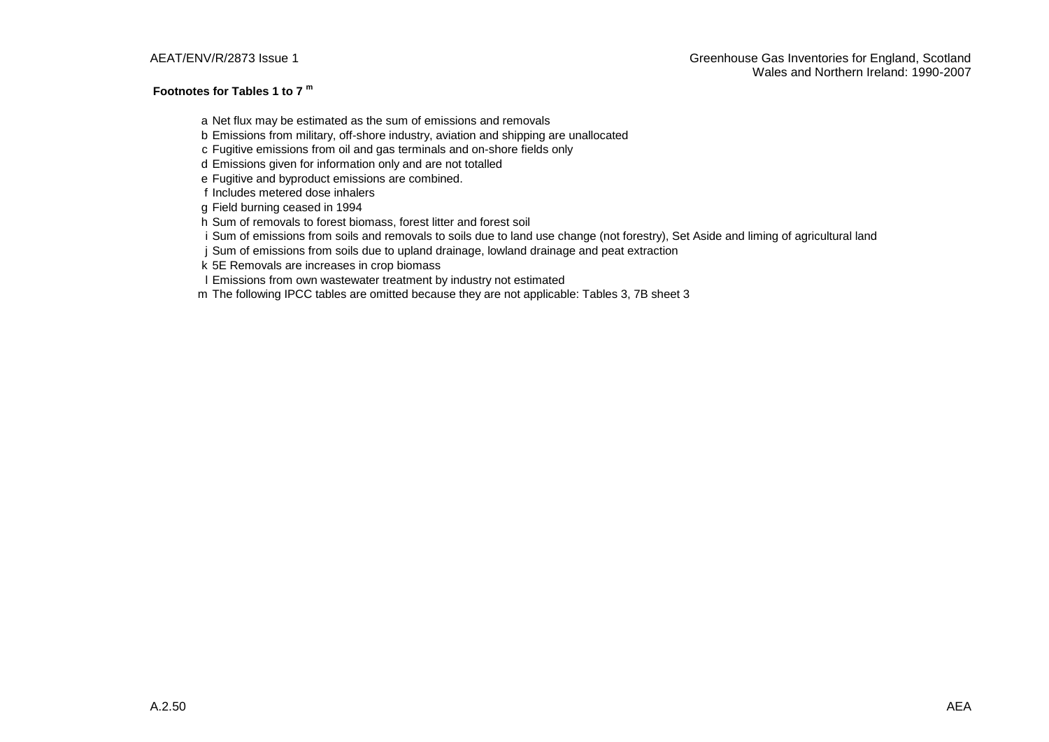**Footnotes for Tables 1 to 7 [m]**

- a Net flux may be estimated as the sum of emissions and removals
- b Emissions from military, off-shore industry, aviation and shipping are unallocated
- c Fugitive emissions from oil and gas terminals and on-shore fields only
- d Emissions given for information only and are not totalled
- e Fugitive and byproduct emissions are combined.
- f Includes metered dose inhalers
- g Field burning ceased in 1994
- h Sum of removals to forest biomass, forest litter and forest soil
- i Sum of emissions from soils and removals to soils due to land use change (not forestry), Set Aside and liming of agricultural land
- j Sum of emissions from soils due to upland drainage, lowland drainage and peat extraction
- k 5E Removals are increases in crop biomass
- l Emissions from own wastewater treatment by industry not estimated
- m The following IPCC tables are omitted because they are not applicable: Tables 3, 7B sheet 3